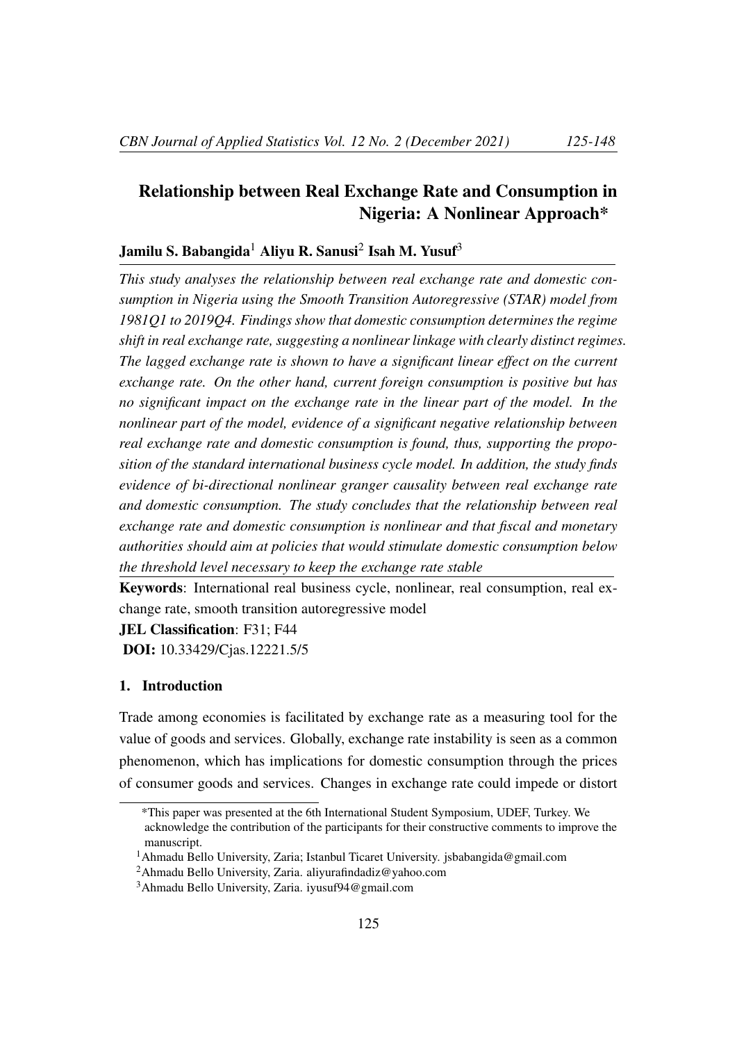# Relationship between Real Exchange Rate and Consumption in Nigeria: A Nonlinear Approach*

**Jamilu S. Babangida**[1] **Aliyu R. Sanusi**[2] **Isah M. Yusuf**[3]

*This study analyses the relationship between real exchange rate and domestic consumption in Nigeria using the Smooth Transition Autoregressive (STAR) model from 1981Q1 to 2019Q4. Findings show that domestic consumption determines the regime shift in real exchange rate, suggesting a nonlinear linkage with clearly distinct regimes. The lagged exchange rate is shown to have a significant linear effect on the current exchange rate. On the other hand, current foreign consumption is positive but has no significant impact on the exchange rate in the linear part of the model. In the nonlinear part of the model, evidence of a significant negative relationship between real exchange rate and domestic consumption is found, thus, supporting the proposition of the standard international business cycle model. In addition, the study finds evidence of bi-directional nonlinear granger causality between real exchange rate and domestic consumption. The study concludes that the relationship between real exchange rate and domestic consumption is nonlinear and that fiscal and monetary authorities should aim at policies that would stimulate domestic consumption below the threshold level necessary to keep the exchange rate stable*

**Keywords**: International real business cycle, nonlinear, real consumption, real exchange rate, smooth transition autoregressive model

**JEL Classification**: F31; F44

**DOI:** 10.33429/Cjas.12221.5/5

## 1. Introduction

Trade among economies is facilitated by exchange rate as a measuring tool for the value of goods and services. Globally, exchange rate instability is seen as a common phenomenon, which has implications for domestic consumption through the prices of consumer goods and services. Changes in exchange rate could impede or distort

---

*This paper was presented at the 6th International Student Symposium, UDEF, Turkey. We acknowledge the contribution of the participants for their constructive comments to improve the manuscript.

[1] Ahmadu Bello University, Zaria; Istanbul Ticaret University. jsbabangida@gmail.com

[2] Ahmadu Bello University, Zaria. aliyurafindadiz@yahoo.com

[3] Ahmadu Bello University, Zaria. iyusuf94@gmail.com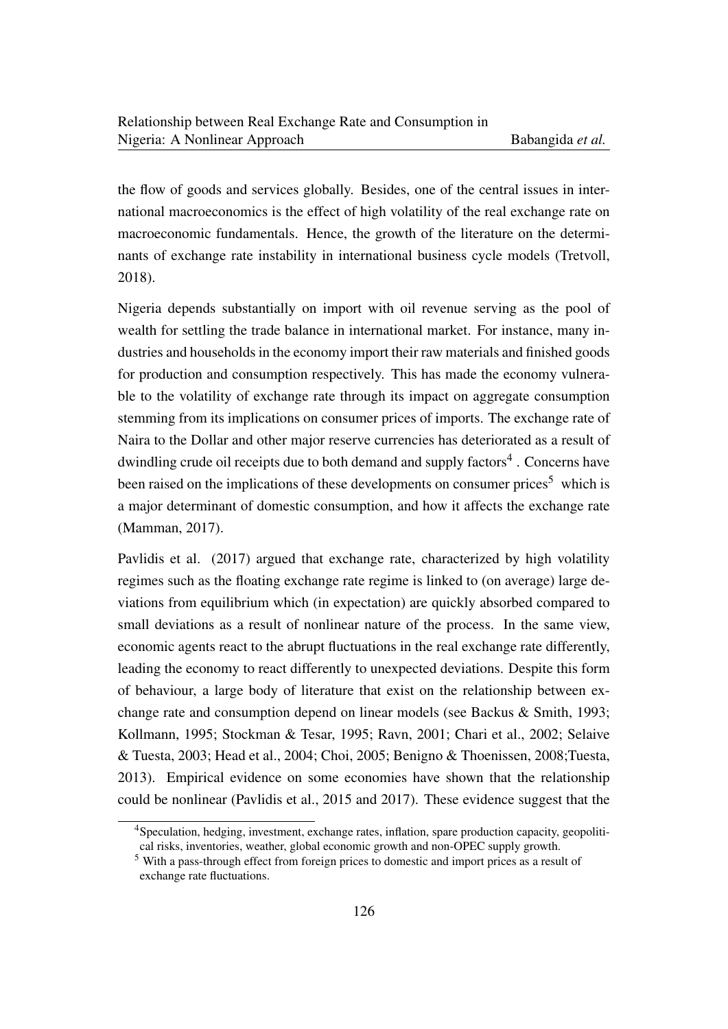the flow of goods and services globally. Besides, one of the central issues in international macroeconomics is the effect of high volatility of the real exchange rate on macroeconomic fundamentals. Hence, the growth of the literature on the determinants of exchange rate instability in international business cycle models (Tretvoll, 2018).

Nigeria depends substantially on import with oil revenue serving as the pool of wealth for settling the trade balance in international market. For instance, many industries and households in the economy import their raw materials and finished goods for production and consumption respectively. This has made the economy vulnerable to the volatility of exchange rate through its impact on aggregate consumption stemming from its implications on consumer prices of imports. The exchange rate of Naira to the Dollar and other major reserve currencies has deteriorated as a result of dwindling crude oil receipts due to both demand and supply factors[4] . Concerns have been raised on the implications of these developments on consumer prices[5] which is a major determinant of domestic consumption, and how it affects the exchange rate (Mamman, 2017).

Pavlidis et al. (2017) argued that exchange rate, characterized by high volatility regimes such as the floating exchange rate regime is linked to (on average) large deviations from equilibrium which (in expectation) are quickly absorbed compared to small deviations as a result of nonlinear nature of the process. In the same view, economic agents react to the abrupt fluctuations in the real exchange rate differently, leading the economy to react differently to unexpected deviations. Despite this form of behaviour, a large body of literature that exist on the relationship between exchange rate and consumption depend on linear models (see Backus & Smith, 1993; Kollmann, 1995; Stockman & Tesar, 1995; Ravn, 2001; Chari et al., 2002; Selaive & Tuesta, 2003; Head et al., 2004; Choi, 2005; Benigno & Thoenissen, 2008;Tuesta, 2013). Empirical evidence on some economies have shown that the relationship could be nonlinear (Pavlidis et al., 2015 and 2017). These evidence suggest that the

[4]Speculation, hedging, investment, exchange rates, inflation, spare production capacity, geopolitical risks, inventories, weather, global economic growth and non-OPEC supply growth.

[5] With a pass-through effect from foreign prices to domestic and import prices as a result of exchange rate fluctuations.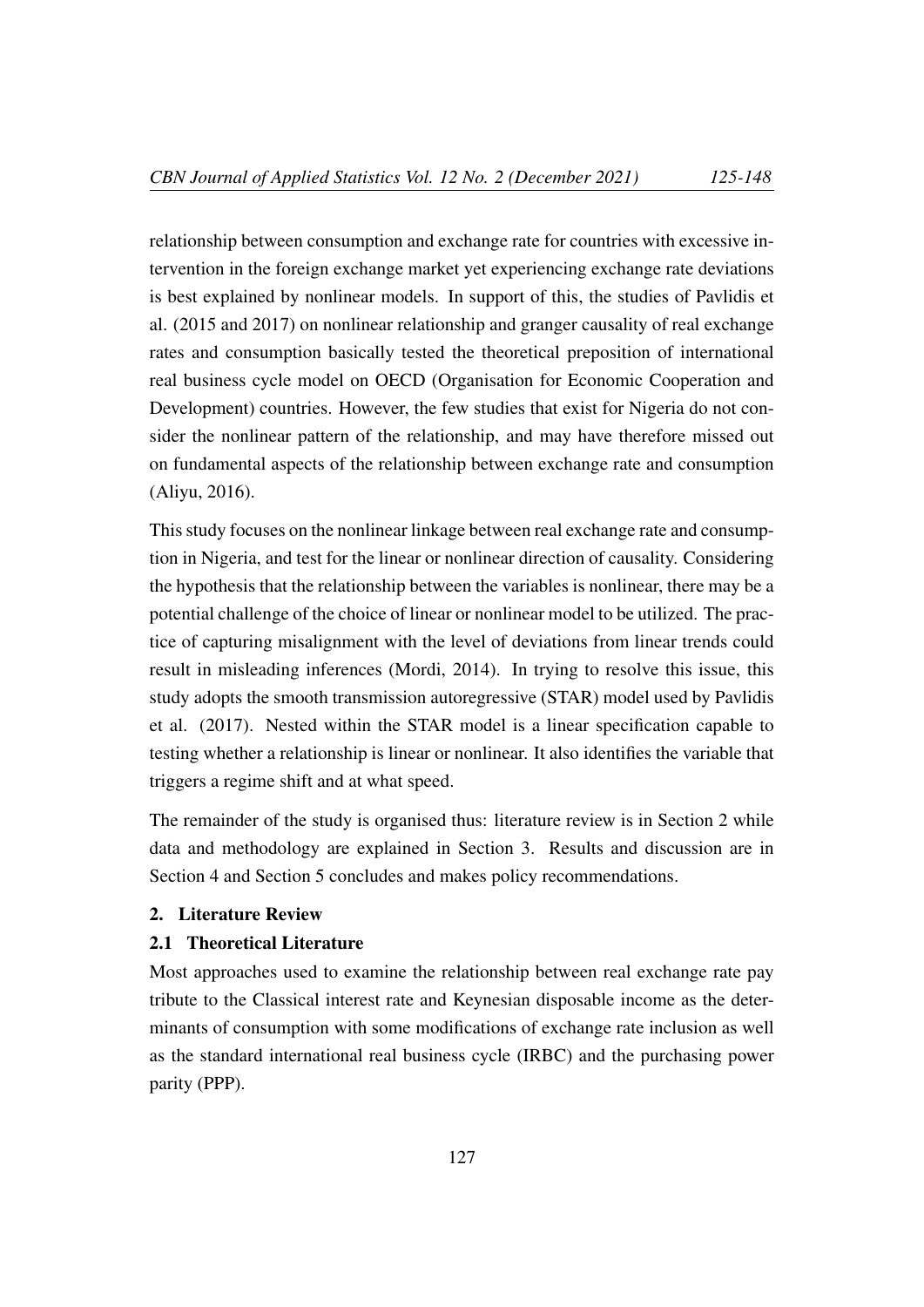relationship between consumption and exchange rate for countries with excessive intervention in the foreign exchange market yet experiencing exchange rate deviations is best explained by nonlinear models. In support of this, the studies of Pavlidis et al. (2015 and 2017) on nonlinear relationship and granger causality of real exchange rates and consumption basically tested the theoretical preposition of international real business cycle model on OECD (Organisation for Economic Cooperation and Development) countries. However, the few studies that exist for Nigeria do not consider the nonlinear pattern of the relationship, and may have therefore missed out on fundamental aspects of the relationship between exchange rate and consumption (Aliyu, 2016).

This study focuses on the nonlinear linkage between real exchange rate and consumption in Nigeria, and test for the linear or nonlinear direction of causality. Considering the hypothesis that the relationship between the variables is nonlinear, there may be a potential challenge of the choice of linear or nonlinear model to be utilized. The practice of capturing misalignment with the level of deviations from linear trends could result in misleading inferences (Mordi, 2014). In trying to resolve this issue, this study adopts the smooth transmission autoregressive (STAR) model used by Pavlidis et al. (2017). Nested within the STAR model is a linear specification capable to testing whether a relationship is linear or nonlinear. It also identifies the variable that triggers a regime shift and at what speed.

The remainder of the study is organised thus: literature review is in Section 2 while data and methodology are explained in Section 3. Results and discussion are in Section 4 and Section 5 concludes and makes policy recommendations.

## 2. Literature Review

### 2.1 Theoretical Literature

Most approaches used to examine the relationship between real exchange rate pay tribute to the Classical interest rate and Keynesian disposable income as the determinants of consumption with some modifications of exchange rate inclusion as well as the standard international real business cycle (IRBC) and the purchasing power parity (PPP).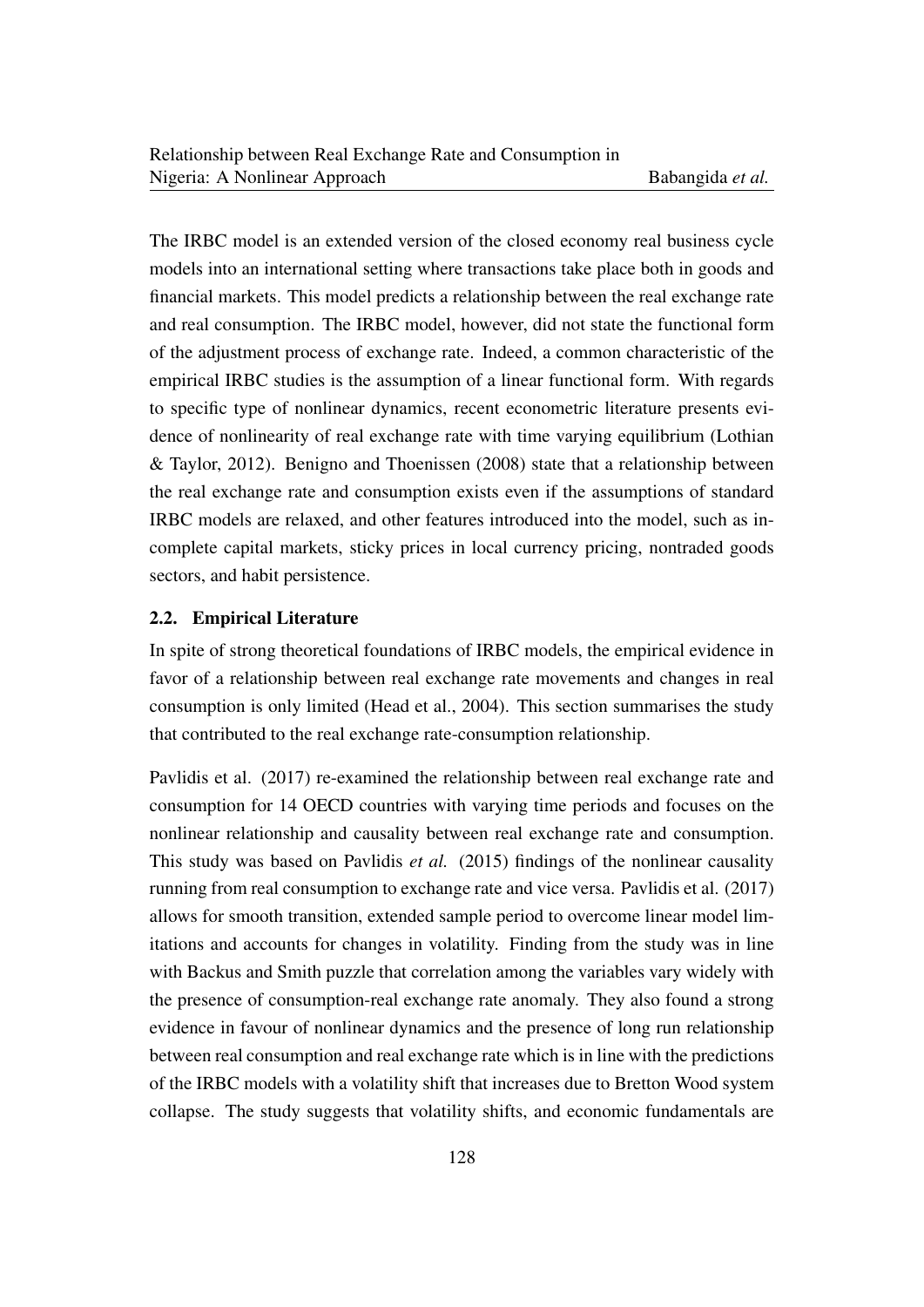The IRBC model is an extended version of the closed economy real business cycle models into an international setting where transactions take place both in goods and financial markets. This model predicts a relationship between the real exchange rate and real consumption. The IRBC model, however, did not state the functional form of the adjustment process of exchange rate. Indeed, a common characteristic of the empirical IRBC studies is the assumption of a linear functional form. With regards to specific type of nonlinear dynamics, recent econometric literature presents evidence of nonlinearity of real exchange rate with time varying equilibrium (Lothian & Taylor, 2012). Benigno and Thoenissen (2008) state that a relationship between the real exchange rate and consumption exists even if the assumptions of standard IRBC models are relaxed, and other features introduced into the model, such as incomplete capital markets, sticky prices in local currency pricing, nontraded goods sectors, and habit persistence.

### 2.2. Empirical Literature

In spite of strong theoretical foundations of IRBC models, the empirical evidence in favor of a relationship between real exchange rate movements and changes in real consumption is only limited (Head et al., 2004). This section summarises the study that contributed to the real exchange rate-consumption relationship.

Pavlidis et al. (2017) re-examined the relationship between real exchange rate and consumption for 14 OECD countries with varying time periods and focuses on the nonlinear relationship and causality between real exchange rate and consumption. This study was based on Pavlidis *et al.* (2015) findings of the nonlinear causality running from real consumption to exchange rate and vice versa. Pavlidis et al. (2017) allows for smooth transition, extended sample period to overcome linear model limitations and accounts for changes in volatility. Finding from the study was in line with Backus and Smith puzzle that correlation among the variables vary widely with the presence of consumption-real exchange rate anomaly. They also found a strong evidence in favour of nonlinear dynamics and the presence of long run relationship between real consumption and real exchange rate which is in line with the predictions of the IRBC models with a volatility shift that increases due to Bretton Wood system collapse. The study suggests that volatility shifts, and economic fundamentals are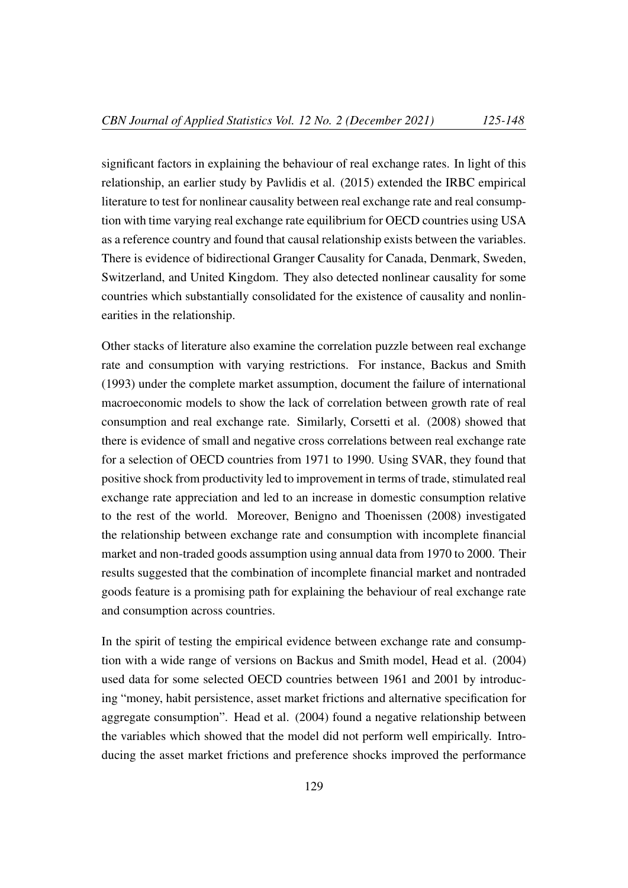significant factors in explaining the behaviour of real exchange rates. In light of this relationship, an earlier study by Pavlidis et al. (2015) extended the IRBC empirical literature to test for nonlinear causality between real exchange rate and real consumption with time varying real exchange rate equilibrium for OECD countries using USA as a reference country and found that causal relationship exists between the variables. There is evidence of bidirectional Granger Causality for Canada, Denmark, Sweden, Switzerland, and United Kingdom. They also detected nonlinear causality for some countries which substantially consolidated for the existence of causality and nonlinearities in the relationship.

Other stacks of literature also examine the correlation puzzle between real exchange rate and consumption with varying restrictions. For instance, Backus and Smith (1993) under the complete market assumption, document the failure of international macroeconomic models to show the lack of correlation between growth rate of real consumption and real exchange rate. Similarly, Corsetti et al. (2008) showed that there is evidence of small and negative cross correlations between real exchange rate for a selection of OECD countries from 1971 to 1990. Using SVAR, they found that positive shock from productivity led to improvement in terms of trade, stimulated real exchange rate appreciation and led to an increase in domestic consumption relative to the rest of the world. Moreover, Benigno and Thoenissen (2008) investigated the relationship between exchange rate and consumption with incomplete financial market and non-traded goods assumption using annual data from 1970 to 2000. Their results suggested that the combination of incomplete financial market and nontraded goods feature is a promising path for explaining the behaviour of real exchange rate and consumption across countries.

In the spirit of testing the empirical evidence between exchange rate and consumption with a wide range of versions on Backus and Smith model, Head et al. (2004) used data for some selected OECD countries between 1961 and 2001 by introducing "money, habit persistence, asset market frictions and alternative specification for aggregate consumption". Head et al. (2004) found a negative relationship between the variables which showed that the model did not perform well empirically. Introducing the asset market frictions and preference shocks improved the performance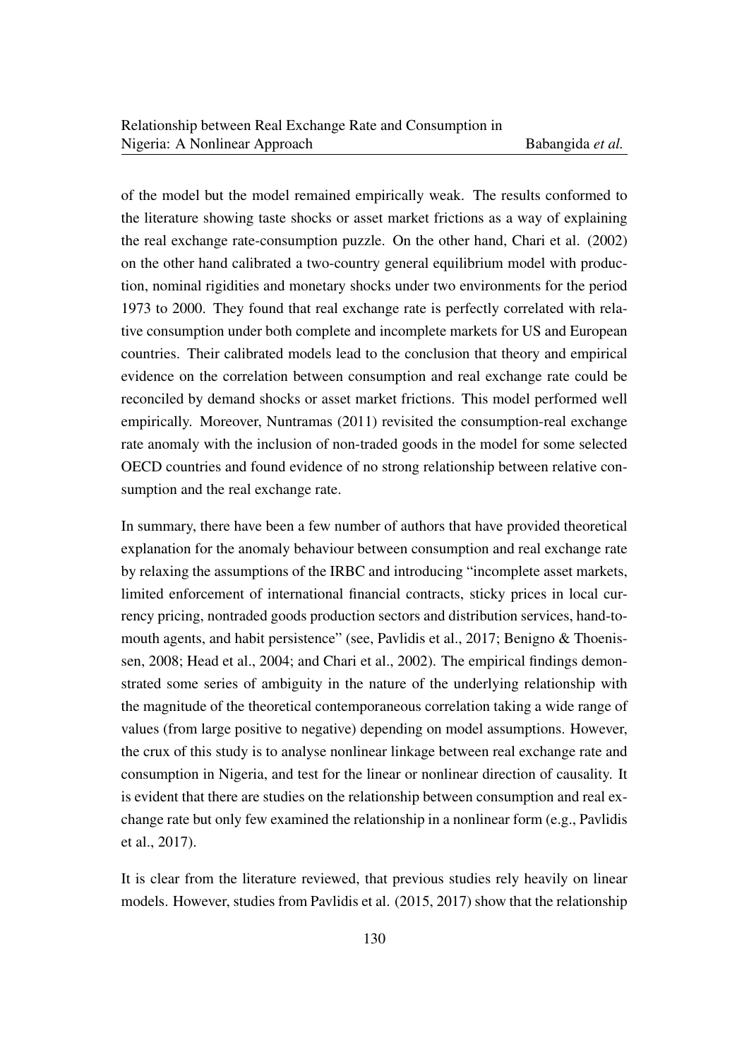of the model but the model remained empirically weak. The results conformed to the literature showing taste shocks or asset market frictions as a way of explaining the real exchange rate-consumption puzzle. On the other hand, Chari et al. (2002) on the other hand calibrated a two-country general equilibrium model with production, nominal rigidities and monetary shocks under two environments for the period 1973 to 2000. They found that real exchange rate is perfectly correlated with relative consumption under both complete and incomplete markets for US and European countries. Their calibrated models lead to the conclusion that theory and empirical evidence on the correlation between consumption and real exchange rate could be reconciled by demand shocks or asset market frictions. This model performed well empirically. Moreover, Nuntramas (2011) revisited the consumption-real exchange rate anomaly with the inclusion of non-traded goods in the model for some selected OECD countries and found evidence of no strong relationship between relative consumption and the real exchange rate.

In summary, there have been a few number of authors that have provided theoretical explanation for the anomaly behaviour between consumption and real exchange rate by relaxing the assumptions of the IRBC and introducing "incomplete asset markets, limited enforcement of international financial contracts, sticky prices in local currency pricing, nontraded goods production sectors and distribution services, hand-to-mouth agents, and habit persistence" (see, Pavlidis et al., 2017; Benigno & Thoenissen, 2008; Head et al., 2004; and Chari et al., 2002). The empirical findings demonstrated some series of ambiguity in the nature of the underlying relationship with the magnitude of the theoretical contemporaneous correlation taking a wide range of values (from large positive to negative) depending on model assumptions. However, the crux of this study is to analyse nonlinear linkage between real exchange rate and consumption in Nigeria, and test for the linear or nonlinear direction of causality. It is evident that there are studies on the relationship between consumption and real exchange rate but only few examined the relationship in a nonlinear form (e.g., Pavlidis et al., 2017).

It is clear from the literature reviewed, that previous studies rely heavily on linear models. However, studies from Pavlidis et al. (2015, 2017) show that the relationship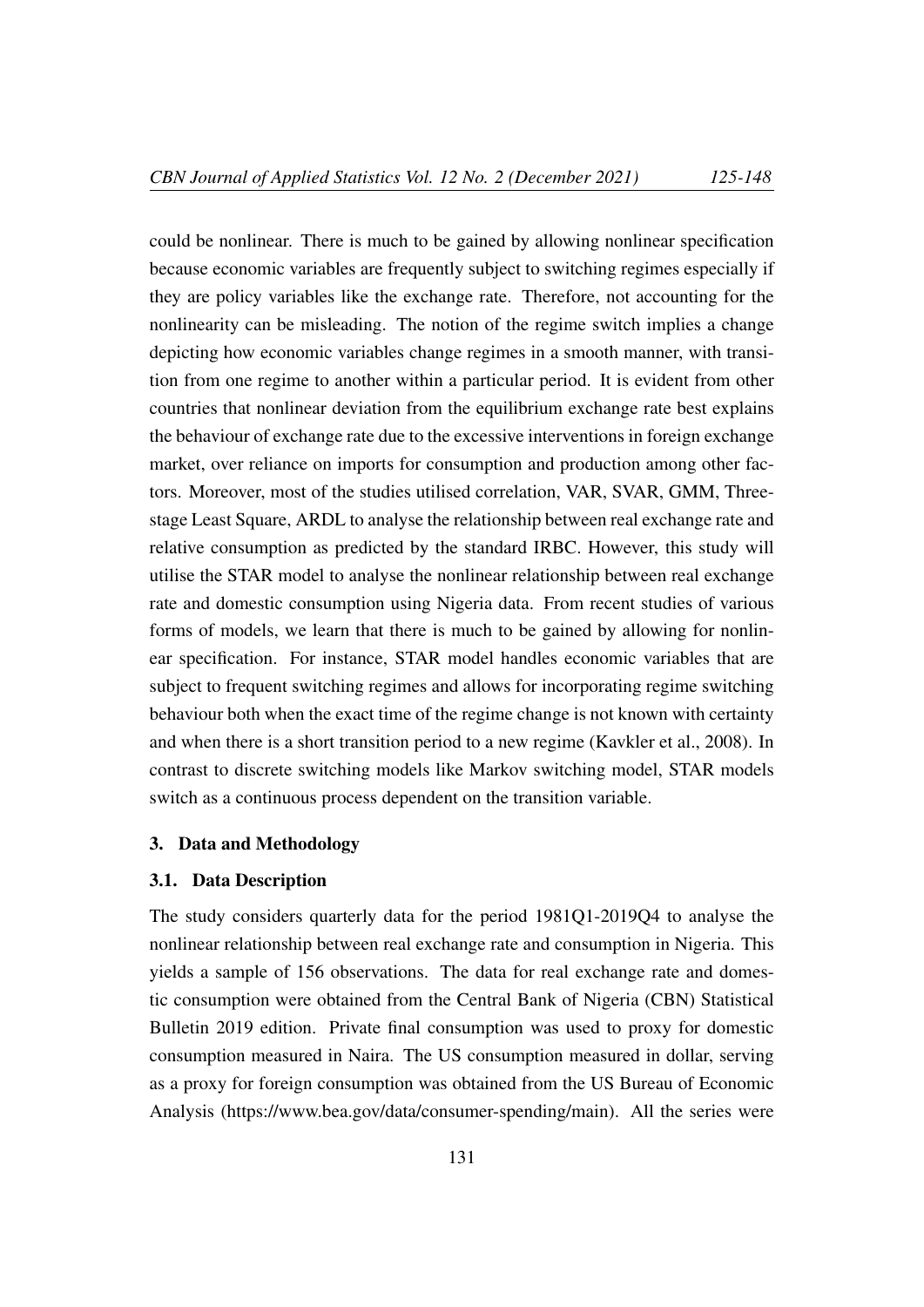could be nonlinear. There is much to be gained by allowing nonlinear specification because economic variables are frequently subject to switching regimes especially if they are policy variables like the exchange rate. Therefore, not accounting for the nonlinearity can be misleading. The notion of the regime switch implies a change depicting how economic variables change regimes in a smooth manner, with transition from one regime to another within a particular period. It is evident from other countries that nonlinear deviation from the equilibrium exchange rate best explains the behaviour of exchange rate due to the excessive interventions in foreign exchange market, over reliance on imports for consumption and production among other factors. Moreover, most of the studies utilised correlation, VAR, SVAR, GMM, Three-stage Least Square, ARDL to analyse the relationship between real exchange rate and relative consumption as predicted by the standard IRBC. However, this study will utilise the STAR model to analyse the nonlinear relationship between real exchange rate and domestic consumption using Nigeria data. From recent studies of various forms of models, we learn that there is much to be gained by allowing for nonlinear specification. For instance, STAR model handles economic variables that are subject to frequent switching regimes and allows for incorporating regime switching behaviour both when the exact time of the regime change is not known with certainty and when there is a short transition period to a new regime (Kavkler et al., 2008). In contrast to discrete switching models like Markov switching model, STAR models switch as a continuous process dependent on the transition variable.

## 3. Data and Methodology

### 3.1. Data Description

The study considers quarterly data for the period 1981Q1-2019Q4 to analyse the nonlinear relationship between real exchange rate and consumption in Nigeria. This yields a sample of 156 observations. The data for real exchange rate and domestic consumption were obtained from the Central Bank of Nigeria (CBN) Statistical Bulletin 2019 edition. Private final consumption was used to proxy for domestic consumption measured in Naira. The US consumption measured in dollar, serving as a proxy for foreign consumption was obtained from the US Bureau of Economic Analysis (https://www.bea.gov/data/consumer-spending/main). All the series were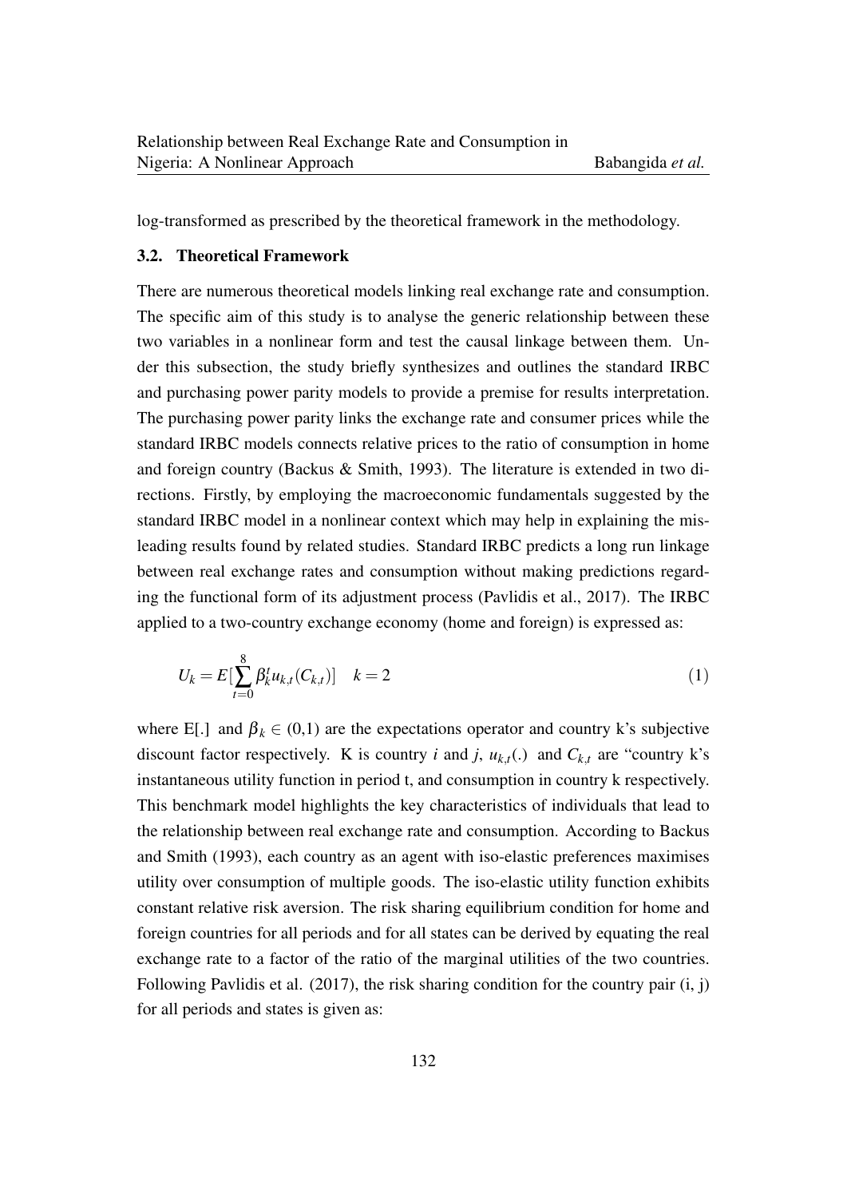log-transformed as prescribed by the theoretical framework in the methodology.

### 3.2. Theoretical Framework

There are numerous theoretical models linking real exchange rate and consumption. The specific aim of this study is to analyse the generic relationship between these two variables in a nonlinear form and test the causal linkage between them. Under this subsection, the study briefly synthesizes and outlines the standard IRBC and purchasing power parity models to provide a premise for results interpretation. The purchasing power parity links the exchange rate and consumer prices while the standard IRBC models connects relative prices to the ratio of consumption in home and foreign country (Backus & Smith, 1993). The literature is extended in two directions. Firstly, by employing the macroeconomic fundamentals suggested by the standard IRBC model in a nonlinear context which may help in explaining the misleading results found by related studies. Standard IRBC predicts a long run linkage between real exchange rates and consumption without making predictions regarding the functional form of its adjustment process (Pavlidis et al., 2017). The IRBC applied to a two-country exchange economy (home and foreign) is expressed as:

$$U_k = E[\sum_{t=0}^{8} \beta_k^t u_{k,t}(C_{k,t})] \quad k = 2 \tag{1}$$

where E[.] and $\beta_k \in$ (0,1) are the expectations operator and country k's subjective discount factor respectively. K is country *i* and *j*, $u_{k,t}(.)$ and $C_{k,t}$ are "country k's instantaneous utility function in period t, and consumption in country k respectively. This benchmark model highlights the key characteristics of individuals that lead to the relationship between real exchange rate and consumption. According to Backus and Smith (1993), each country as an agent with iso-elastic preferences maximises utility over consumption of multiple goods. The iso-elastic utility function exhibits constant relative risk aversion. The risk sharing equilibrium condition for home and foreign countries for all periods and for all states can be derived by equating the real exchange rate to a factor of the ratio of the marginal utilities of the two countries. Following Pavlidis et al. (2017), the risk sharing condition for the country pair (i, j) for all periods and states is given as: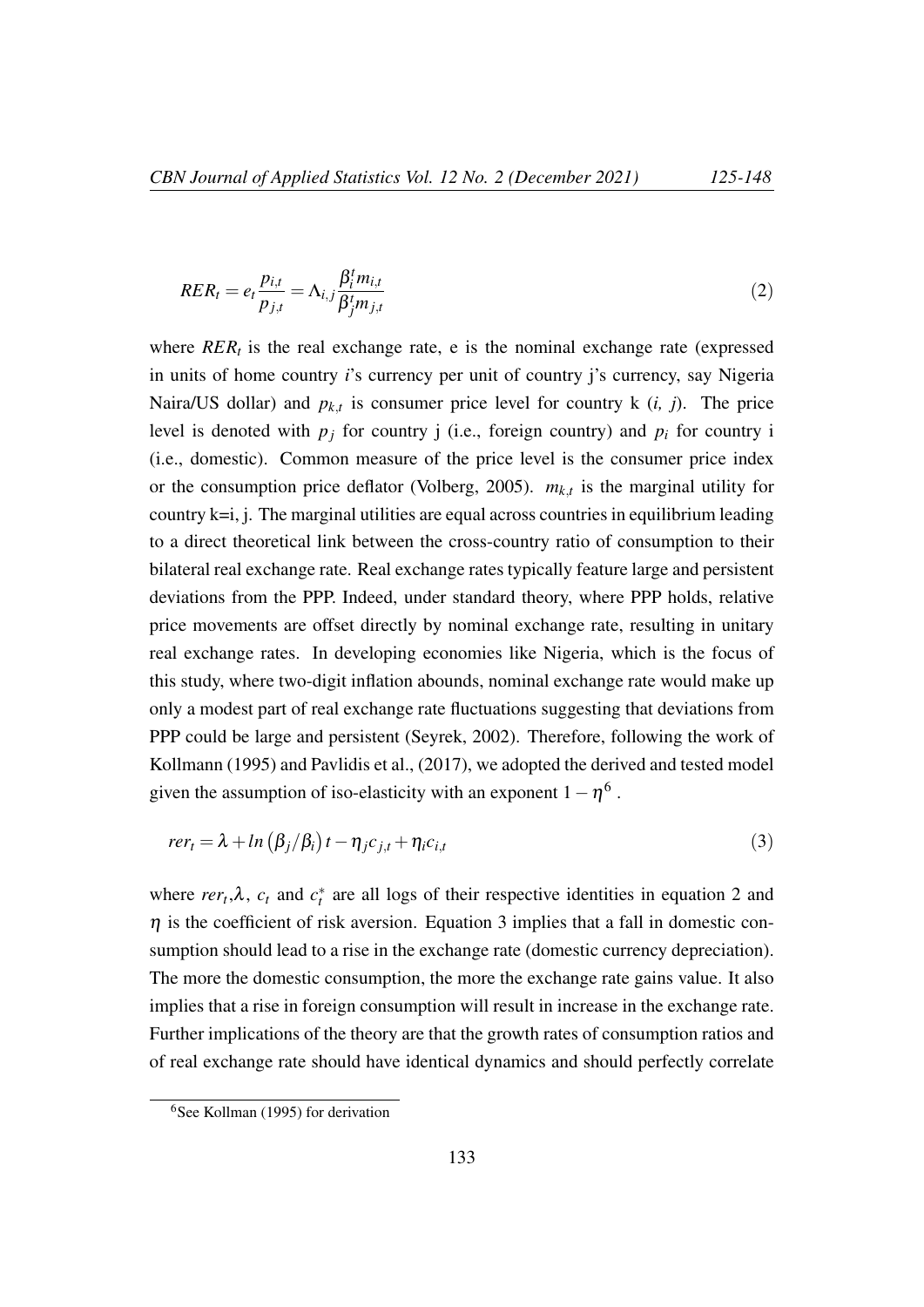$$RER_t = e_t \frac{p_{i,t}}{p_{j,t}} = \Lambda_{i,j} \frac{\beta_i^t m_{i,t}}{\beta_j^t m_{j,t}} \tag{2}$$

where $RER_t$ is the real exchange rate, e is the nominal exchange rate (expressed in units of home country *i*'s currency per unit of country j's currency, say Nigeria Naira/US dollar) and $p_{k,t}$ is consumer price level for country k (*i, j*). The price level is denoted with $p_j$ for country j (i.e., foreign country) and $p_i$ for country i (i.e., domestic). Common measure of the price level is the consumer price index or the consumption price deflator (Volberg, 2005). $m_{k,t}$ is the marginal utility for country k=i, j. The marginal utilities are equal across countries in equilibrium leading to a direct theoretical link between the cross-country ratio of consumption to their bilateral real exchange rate. Real exchange rates typically feature large and persistent deviations from the PPP. Indeed, under standard theory, where PPP holds, relative price movements are offset directly by nominal exchange rate, resulting in unitary real exchange rates. In developing economies like Nigeria, which is the focus of this study, where two-digit inflation abounds, nominal exchange rate would make up only a modest part of real exchange rate fluctuations suggesting that deviations from PPP could be large and persistent (Seyrek, 2002). Therefore, following the work of Kollmann (1995) and Pavlidis et al., (2017), we adopted the derived and tested model given the assumption of iso-elasticity with an exponent $1 - \eta$[6] .

$$rer_t = \lambda + ln\left(\beta_j/\beta_i\right)t - \eta_j c_{j,t} + \eta_i c_{i,t} \tag{3}$$

where $rer_t, \lambda$, $c_t$ and $c_t^*$ are all logs of their respective identities in equation 2 and $\eta$ is the coefficient of risk aversion. Equation 3 implies that a fall in domestic consumption should lead to a rise in the exchange rate (domestic currency depreciation). The more the domestic consumption, the more the exchange rate gains value. It also implies that a rise in foreign consumption will result in increase in the exchange rate. Further implications of the theory are that the growth rates of consumption ratios and of real exchange rate should have identical dynamics and should perfectly correlate

[6] See Kollman (1995) for derivation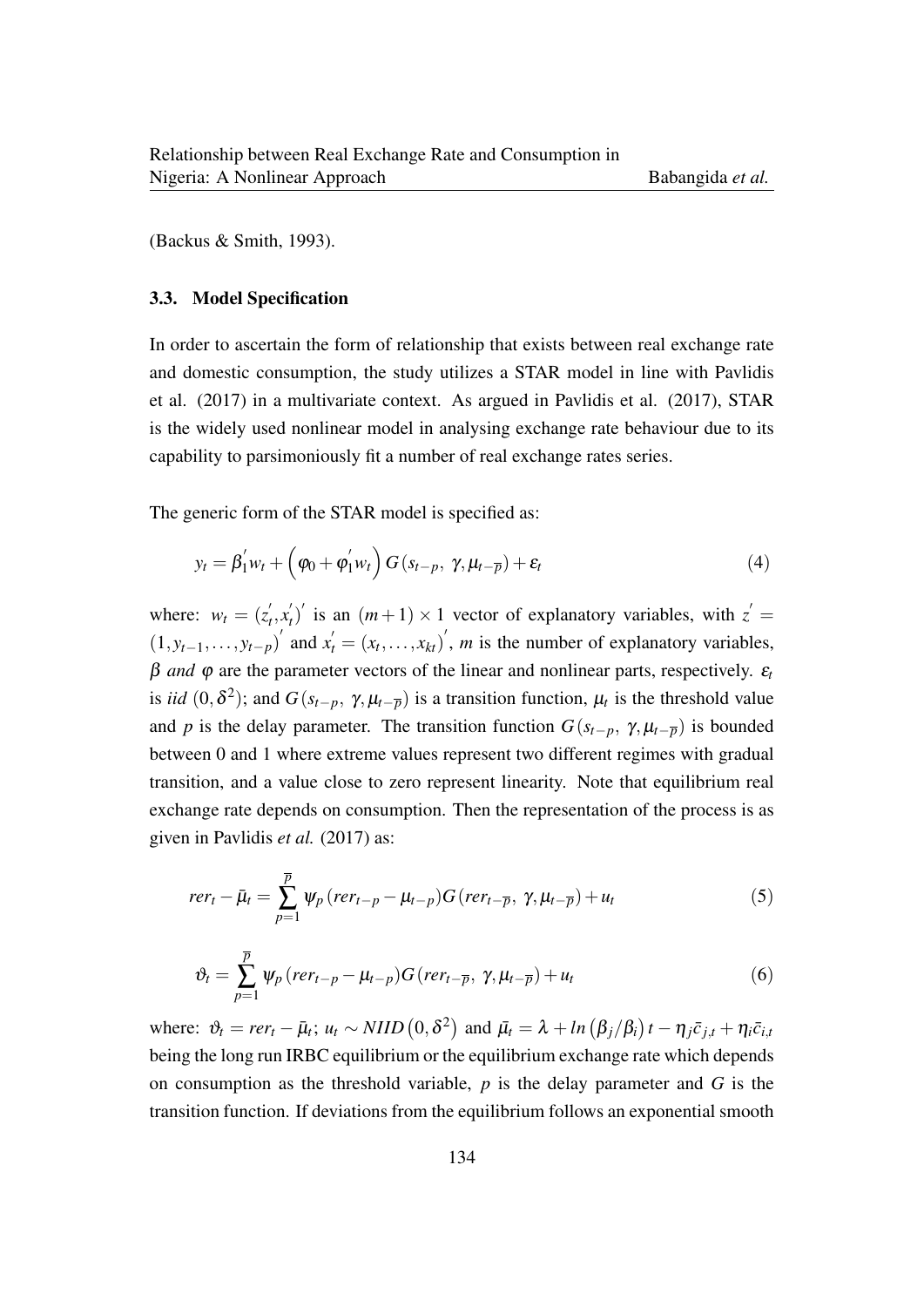(Backus & Smith, 1993).

### 3.3. Model Specification

In order to ascertain the form of relationship that exists between real exchange rate and domestic consumption, the study utilizes a STAR model in line with Pavlidis et al. (2017) in a multivariate context. As argued in Pavlidis et al. (2017), STAR is the widely used nonlinear model in analysing exchange rate behaviour due to its capability to parsimoniously fit a number of real exchange rates series.

The generic form of the STAR model is specified as:

$$y_t = \beta_1^{'} w_t + \left(\varphi_0 + \varphi_1^{'} w_t\right) G(s_{t-p},\ \gamma, \mu_{t-\overline{p}}) + \varepsilon_t \tag{4}$$

where: $w_t = (z_t^{'}, x_t^{'})^{'}$ is an $(m+1)\times 1$ vector of explanatory variables, with $z^{'} = (1, y_{t-1}, \ldots, y_{t-p})^{'}$ and $x_t^{'} = (x_t, \ldots, x_{kt})^{'}$, $m$ is the number of explanatory variables, $\beta$ *and* $\varphi$ are the parameter vectors of the linear and nonlinear parts, respectively. $\varepsilon_t$ is *iid* $(0, \delta^2)$; and $G(s_{t-p},\ \gamma, \mu_{t-\overline{p}})$ is a transition function, $\mu_t$ is the threshold value and $p$ is the delay parameter. The transition function $G(s_{t-p},\ \gamma, \mu_{t-\overline{p}})$ is bounded between 0 and 1 where extreme values represent two different regimes with gradual transition, and a value close to zero represent linearity. Note that equilibrium real exchange rate depends on consumption. Then the representation of the process is as given in Pavlidis *et al.* (2017) as:

$$rer_t - \bar{\mu}_t = \sum_{p=1}^{\overline{p}} \psi_p (rer_{t-p} - \mu_{t-p}) G(rer_{t-\overline{p}},\ \gamma, \mu_{t-\overline{p}}) + u_t \tag{5}$$

$$\vartheta_t = \sum_{p=1}^{\overline{p}} \psi_p (rer_{t-p} - \mu_{t-p}) G(rer_{t-\overline{p}},\ \gamma, \mu_{t-\overline{p}}) + u_t \tag{6}$$

where: $\vartheta_t = rer_t - \bar{\mu}_t$; $u_t \sim NIID\left(0, \delta^2\right)$ and $\bar{\mu}_t = \lambda + ln\left(\beta_j/\beta_i\right) t - \eta_j \bar{c}_{j,t} + \eta_i \bar{c}_{i,t}$ being the long run IRBC equilibrium or the equilibrium exchange rate which depends on consumption as the threshold variable, $p$ is the delay parameter and $G$ is the transition function. If deviations from the equilibrium follows an exponential smooth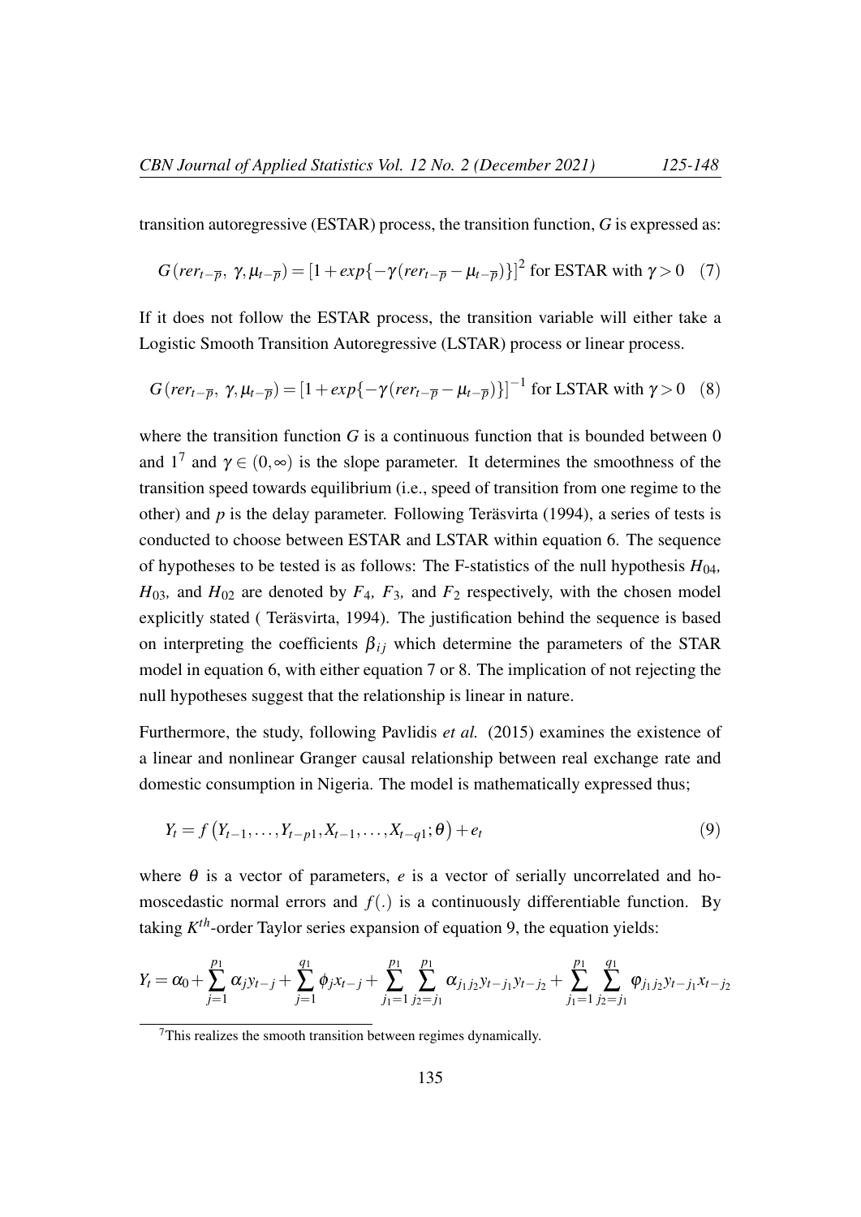transition autoregressive (ESTAR) process, the transition function, $G$ is expressed as:

$$G(rer_{t-\overline{p}},\ \gamma, \mu_{t-\overline{p}}) = [1+exp\{-\gamma(rer_{t-\overline{p}} - \mu_{t-\overline{p}})\}]^{2} \text{ for ESTAR with } \gamma > 0 \quad (7)$$

If it does not follow the ESTAR process, the transition variable will either take a Logistic Smooth Transition Autoregressive (LSTAR) process or linear process.

$$G(rer_{t-\overline{p}},\ \gamma, \mu_{t-\overline{p}}) = [1+exp\{-\gamma(rer_{t-\overline{p}} - \mu_{t-\overline{p}})\}]^{-1} \text{ for LSTAR with } \gamma > 0 \quad (8)$$

where the transition function $G$ is a continuous function that is bounded between 0 and 1[7] and $\gamma \in (0, \infty)$ is the slope parameter. It determines the smoothness of the transition speed towards equilibrium (i.e., speed of transition from one regime to the other) and $p$ is the delay parameter. Following Teräsvirta (1994), a series of tests is conducted to choose between ESTAR and LSTAR within equation 6. The sequence of hypotheses to be tested is as follows: The F-statistics of the null hypothesis $H_{04}$, $H_{03}$, and $H_{02}$ are denoted by $F_4$, $F_3$, and $F_2$ respectively, with the chosen model explicitly stated ( Teräsvirta, 1994). The justification behind the sequence is based on interpreting the coefficients $\beta_{ij}$ which determine the parameters of the STAR model in equation 6, with either equation 7 or 8. The implication of not rejecting the null hypotheses suggest that the relationship is linear in nature.

Furthermore, the study, following Pavlidis *et al.* (2015) examines the existence of a linear and nonlinear Granger causal relationship between real exchange rate and domestic consumption in Nigeria. The model is mathematically expressed thus;

$$Y_t = f\left(Y_{t-1}, \ldots, Y_{t-p1}, X_{t-1}, \ldots, X_{t-q1}; \theta\right) + e_t \quad (9)$$

where $\theta$ is a vector of parameters, $e$ is a vector of serially uncorrelated and homoscedastic normal errors and $f(.)$ is a continuously differentiable function. By taking $K^{th}$-order Taylor series expansion of equation 9, the equation yields:

$$Y_t = \alpha_0 + \sum_{j=1}^{p_1} \alpha_j y_{t-j} + \sum_{j=1}^{q_1} \phi_j x_{t-j} + \sum_{j_1=1}^{p_1} \sum_{j_2=j_1}^{p_1} \alpha_{j_1 j_2} y_{t-j_1} y_{t-j_2} + \sum_{j_1=1}^{p_1} \sum_{j_2=j_1}^{q_1} \varphi_{j_1 j_2} y_{t-j_1} x_{t-j_2}$$

[7]This realizes the smooth transition between regimes dynamically.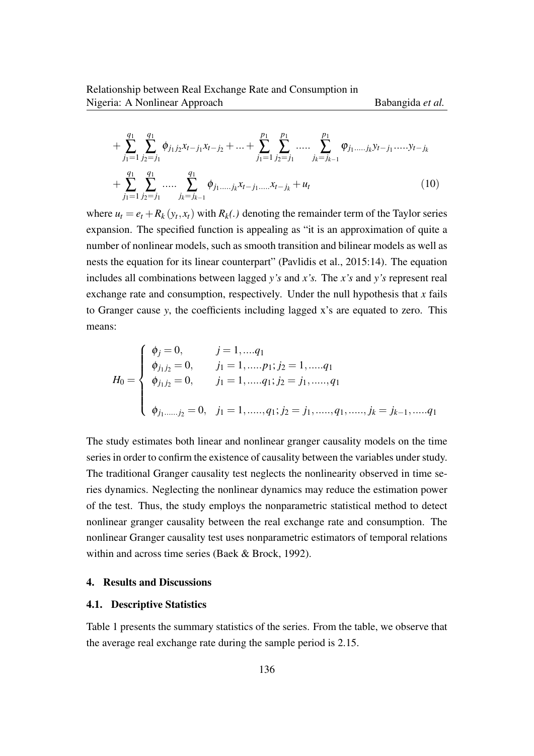$$
+\sum_{j_1=1}^{q_1}\sum_{j_2=j_1}^{q_1}\phi_{j_1 j_2}x_{t-j_1}x_{t-j_2}+\ldots+\sum_{j_1=1}^{p_1}\sum_{j_2=j_1}^{p_1}\ldots..\sum_{j_k=j_{k-1}}^{p_1}\varphi_{j_1\ldots..j_k}y_{t-j_1}\ldots..y_{t-j_k}
$$

$$
+\sum_{j_1=1}^{q_1}\sum_{j_2=j_1}^{q_1}\ldots..\sum_{j_k=j_{k-1}}^{q_1}\phi_{j_1\ldots..j_k}x_{t-j_1\ldots..}x_{t-j_k}+u_t \tag{10}
$$

where $u_t = e_t + R_k(y_t, x_t)$ with $R_k(.)$ denoting the remainder term of the Taylor series expansion. The specified function is appealing as "it is an approximation of quite a number of nonlinear models, such as smooth transition and bilinear models as well as nests the equation for its linear counterpart" (Pavlidis et al., 2015:14). The equation includes all combinations between lagged *y's* and *x's.* The *x's* and *y's* represent real exchange rate and consumption, respectively. Under the null hypothesis that *x* fails to Granger cause *y*, the coefficients including lagged x's are equated to zero. This means:

$$
H_0 = \begin{cases}
\phi_j = 0, & j = 1, \ldots.q_1 \\
\phi_{j_1 j_2} = 0, & j_1 = 1, \ldots..p_1; j_2 = 1, \ldots..q_1 \\
\phi_{j_1 j_2} = 0, & j_1 = 1, \ldots..q_1; j_2 = j_1, \ldots...,q_1 \\
 & \\
\phi_{j_1\ldots...j_2} = 0, & j_1 = 1, \ldots...,q_1; j_2 = j_1, \ldots...,q_1, \ldots...,j_k = j_{k-1}, \ldots..q_1
\end{cases}
$$

The study estimates both linear and nonlinear granger causality models on the time series in order to confirm the existence of causality between the variables under study. The traditional Granger causality test neglects the nonlinearity observed in time series dynamics. Neglecting the nonlinear dynamics may reduce the estimation power of the test. Thus, the study employs the nonparametric statistical method to detect nonlinear granger causality between the real exchange rate and consumption. The nonlinear Granger causality test uses nonparametric estimators of temporal relations within and across time series (Baek & Brock, 1992).

## 4. Results and Discussions

### 4.1. Descriptive Statistics

Table 1 presents the summary statistics of the series. From the table, we observe that the average real exchange rate during the sample period is 2.15.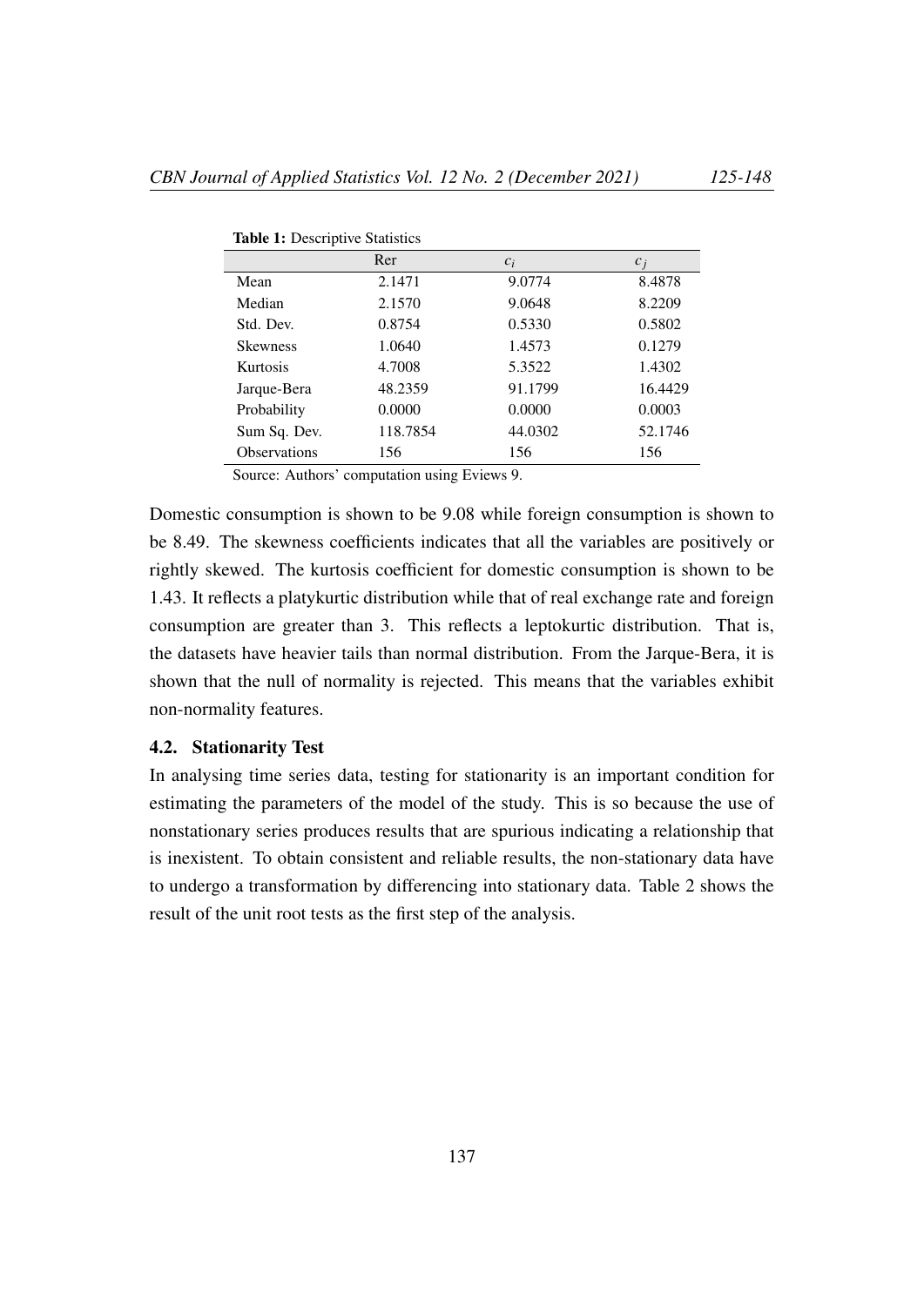**Table 1:** Descriptive Statistics

| | Rer | $c_i$ | $c_j$ |
|---|---|---|---|
| Mean | 2.1471 | 9.0774 | 8.4878 |
| Median | 2.1570 | 9.0648 | 8.2209 |
| Std. Dev. | 0.8754 | 0.5330 | 0.5802 |
| Skewness | 1.0640 | 1.4573 | 0.1279 |
| Kurtosis | 4.7008 | 5.3522 | 1.4302 |
| Jarque-Bera | 48.2359 | 91.1799 | 16.4429 |
| Probability | 0.0000 | 0.0000 | 0.0003 |
| Sum Sq. Dev. | 118.7854 | 44.0302 | 52.1746 |
| Observations | 156 | 156 | 156 |

Source: Authors' computation using Eviews 9.

Domestic consumption is shown to be 9.08 while foreign consumption is shown to be 8.49. The skewness coefficients indicates that all the variables are positively or rightly skewed. The kurtosis coefficient for domestic consumption is shown to be 1.43. It reflects a platykurtic distribution while that of real exchange rate and foreign consumption are greater than 3. This reflects a leptokurtic distribution. That is, the datasets have heavier tails than normal distribution. From the Jarque-Bera, it is shown that the null of normality is rejected. This means that the variables exhibit non-normality features.

### 4.2. Stationarity Test

In analysing time series data, testing for stationarity is an important condition for estimating the parameters of the model of the study. This is so because the use of nonstationary series produces results that are spurious indicating a relationship that is inexistent. To obtain consistent and reliable results, the non-stationary data have to undergo a transformation by differencing into stationary data. Table 2 shows the result of the unit root tests as the first step of the analysis.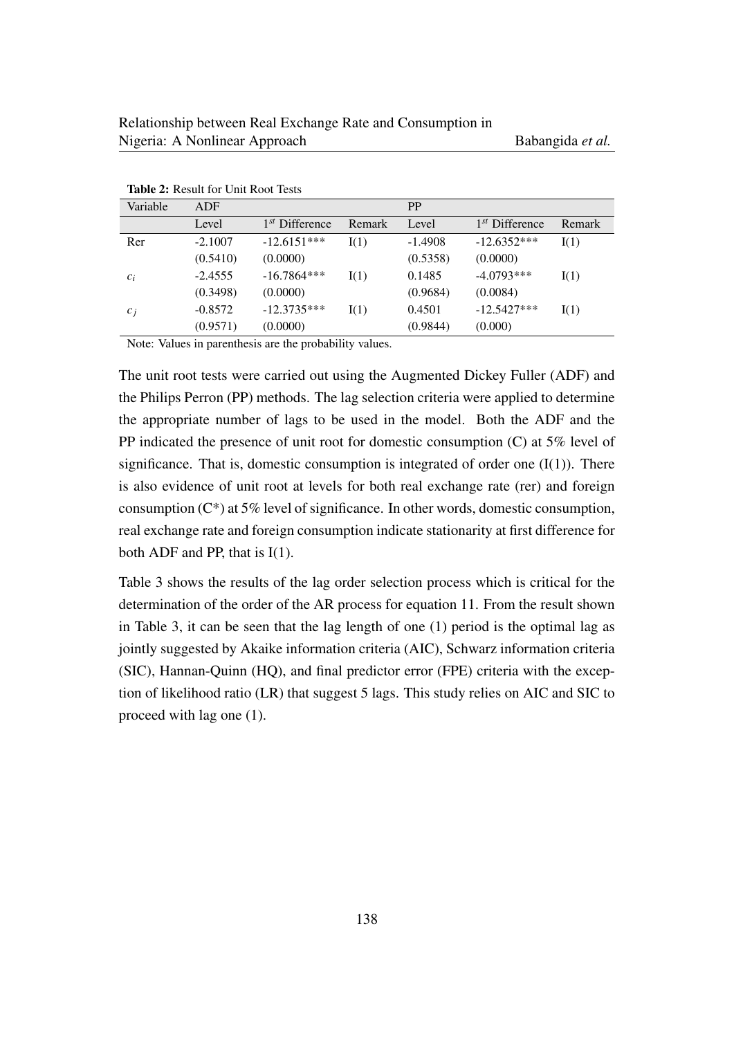**Table 2:** Result for Unit Root Tests

| Variable | ADF | | | PP | | |
|---|---|---|---|---|---|---|
| | Level | $1^{st}$ Difference | Remark | Level | $1^{st}$ Difference | Remark |
| Rer | -2.1007 | -12.6151*** | I(1) | -1.4908 | -12.6352*** | I(1) |
| | (0.5410) | (0.0000) | | (0.5358) | (0.0000) | |
| $c_i$ | -2.4555 | -16.7864*** | I(1) | 0.1485 | -4.0793*** | I(1) |
| | (0.3498) | (0.0000) | | (0.9684) | (0.0084) | |
| $c_j$ | -0.8572 | -12.3735*** | I(1) | 0.4501 | -12.5427*** | I(1) |
| | (0.9571) | (0.0000) | | (0.9844) | (0.000) | |

Note: Values in parenthesis are the probability values.

The unit root tests were carried out using the Augmented Dickey Fuller (ADF) and the Philips Perron (PP) methods. The lag selection criteria were applied to determine the appropriate number of lags to be used in the model. Both the ADF and the PP indicated the presence of unit root for domestic consumption (C) at 5% level of significance. That is, domestic consumption is integrated of order one (I(1)). There is also evidence of unit root at levels for both real exchange rate (rer) and foreign consumption (C*) at 5% level of significance. In other words, domestic consumption, real exchange rate and foreign consumption indicate stationarity at first difference for both ADF and PP, that is I(1).

Table 3 shows the results of the lag order selection process which is critical for the determination of the order of the AR process for equation 11. From the result shown in Table 3, it can be seen that the lag length of one (1) period is the optimal lag as jointly suggested by Akaike information criteria (AIC), Schwarz information criteria (SIC), Hannan-Quinn (HQ), and final predictor error (FPE) criteria with the exception of likelihood ratio (LR) that suggest 5 lags. This study relies on AIC and SIC to proceed with lag one (1).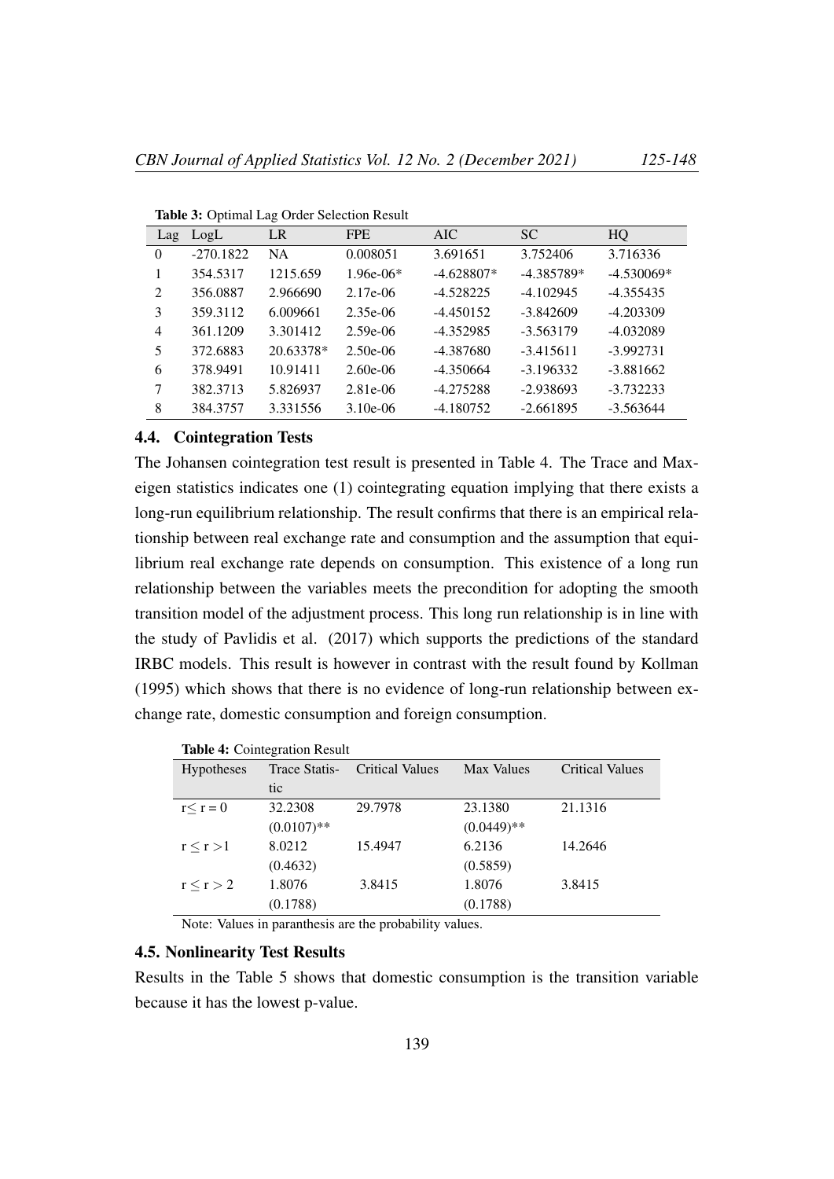**Table 3:** Optimal Lag Order Selection Result

| Lag | LogL | LR | FPE | AIC | SC | HQ |
|---|---|---|---|---|---|---|
| 0 | -270.1822 | NA | 0.008051 | 3.691651 | 3.752406 | 3.716336 |
| 1 | 354.5317 | 1215.659 | 1.96e-06* | -4.628807* | -4.385789* | -4.530069* |
| 2 | 356.0887 | 2.966690 | 2.17e-06 | -4.528225 | -4.102945 | -4.355435 |
| 3 | 359.3112 | 6.009661 | 2.35e-06 | -4.450152 | -3.842609 | -4.203309 |
| 4 | 361.1209 | 3.301412 | 2.59e-06 | -4.352985 | -3.563179 | -4.032089 |
| 5 | 372.6883 | 20.63378* | 2.50e-06 | -4.387680 | -3.415611 | -3.992731 |
| 6 | 378.9491 | 10.91411 | 2.60e-06 | -4.350664 | -3.196332 | -3.881662 |
| 7 | 382.3713 | 5.826937 | 2.81e-06 | -4.275288 | -2.938693 | -3.732233 |
| 8 | 384.3757 | 3.331556 | 3.10e-06 | -4.180752 | -2.661895 | -3.563644 |

### 4.4. Cointegration Tests

The Johansen cointegration test result is presented in Table 4. The Trace and Max-eigen statistics indicates one (1) cointegrating equation implying that there exists a long-run equilibrium relationship. The result confirms that there is an empirical relationship between real exchange rate and consumption and the assumption that equilibrium real exchange rate depends on consumption. This existence of a long run relationship between the variables meets the precondition for adopting the smooth transition model of the adjustment process. This long run relationship is in line with the study of Pavlidis et al. (2017) which supports the predictions of the standard IRBC models. This result is however in contrast with the result found by Kollman (1995) which shows that there is no evidence of long-run relationship between exchange rate, domestic consumption and foreign consumption.

**Table 4:** Cointegration Result

| Hypotheses | Trace Statistic | Critical Values | Max Values | Critical Values |
|---|---|---|---|---|
| $r \leq r = 0$ | 32.2308 | 29.7978 | 23.1380 | 21.1316 |
| | (0.0107)** | | (0.0449)** | |
| $r \leq r > 1$ | 8.0212 | 15.4947 | 6.2136 | 14.2646 |
| | (0.4632) | | (0.5859) | |
| $r \leq r > 2$ | 1.8076 | 3.8415 | 1.8076 | 3.8415 |
| | (0.1788) | | (0.1788) | |

Note: Values in paranthesis are the probability values.

### 4.5. Nonlinearity Test Results

Results in the Table 5 shows that domestic consumption is the transition variable because it has the lowest p-value.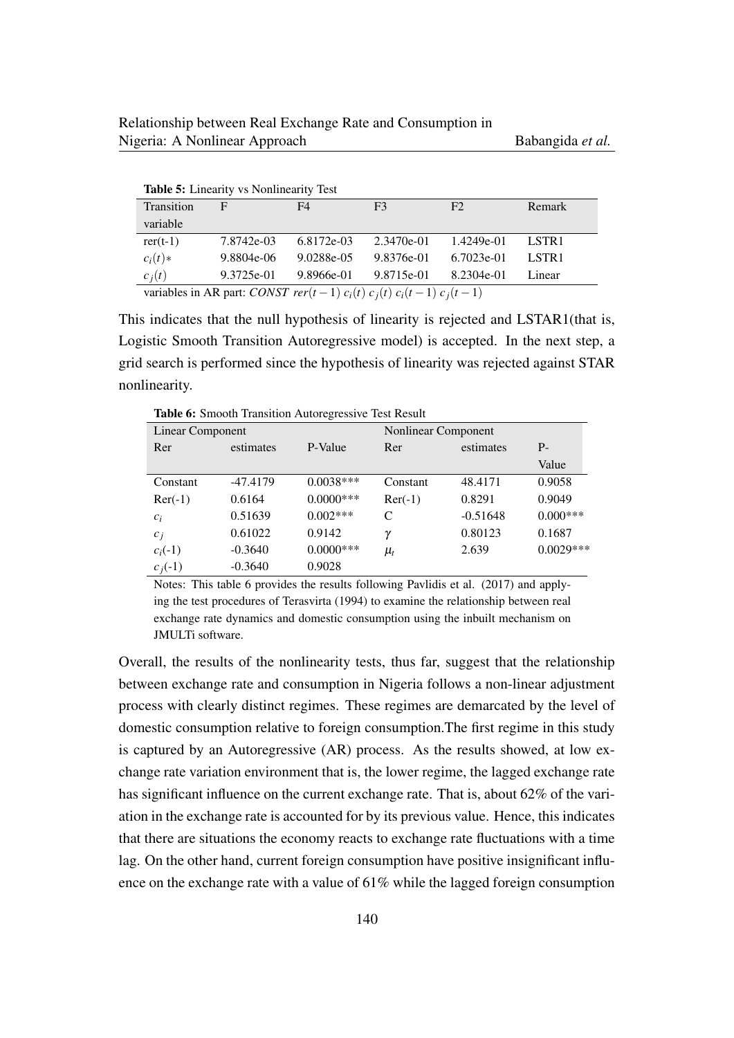**Table 5:** Linearity vs Nonlinearity Test

| Transition variable | F | F4 | F3 | F2 | Remark |
|---|---|---|---|---|---|
| rer(t-1) | 7.8742e-03 | 6.8172e-03 | 2.3470e-01 | 1.4249e-01 | LSTR1 |
| $c_i(t)*$ | 9.8804e-06 | 9.0288e-05 | 9.8376e-01 | 6.7023e-01 | LSTR1 |
| $c_j(t)$ | 9.3725e-01 | 9.8966e-01 | 9.8715e-01 | 8.2304e-01 | Linear |

variables in AR part: $CONST\ rer(t-1)\ c_i(t)\ c_j(t)\ c_i(t-1)\ c_j(t-1)$

This indicates that the null hypothesis of linearity is rejected and LSTAR1(that is, Logistic Smooth Transition Autoregressive model) is accepted. In the next step, a grid search is performed since the hypothesis of linearity was rejected against STAR nonlinearity.

**Table 6:** Smooth Transition Autoregressive Test Result

| Linear Component | | | Nonlinear Component | | |
|---|---|---|---|---|---|
| Rer | estimates | P-Value | Rer | estimates | P-Value |
| Constant | -47.4179 | 0.0038*** | Constant | 48.4171 | 0.9058 |
| Rer(-1) | 0.6164 | 0.0000*** | Rer(-1) | 0.8291 | 0.9049 |
| $c_i$ | 0.51639 | 0.002*** | C | -0.51648 | 0.000*** |
| $c_j$ | 0.61022 | 0.9142 | $\gamma$ | 0.80123 | 0.1687 |
| $c_i$(-1) | -0.3640 | 0.0000*** | $\mu_t$ | 2.639 | 0.0029*** |
| $c_j$(-1) | -0.3640 | 0.9028 | | | |

Notes: This table 6 provides the results following Pavlidis et al. (2017) and applying the test procedures of Terasvirta (1994) to examine the relationship between real exchange rate dynamics and domestic consumption using the inbuilt mechanism on JMULTi software.

Overall, the results of the nonlinearity tests, thus far, suggest that the relationship between exchange rate and consumption in Nigeria follows a non-linear adjustment process with clearly distinct regimes. These regimes are demarcated by the level of domestic consumption relative to foreign consumption.The first regime in this study is captured by an Autoregressive (AR) process. As the results showed, at low exchange rate variation environment that is, the lower regime, the lagged exchange rate has significant influence on the current exchange rate. That is, about 62% of the variation in the exchange rate is accounted for by its previous value. Hence, this indicates that there are situations the economy reacts to exchange rate fluctuations with a time lag. On the other hand, current foreign consumption have positive insignificant influence on the exchange rate with a value of 61% while the lagged foreign consumption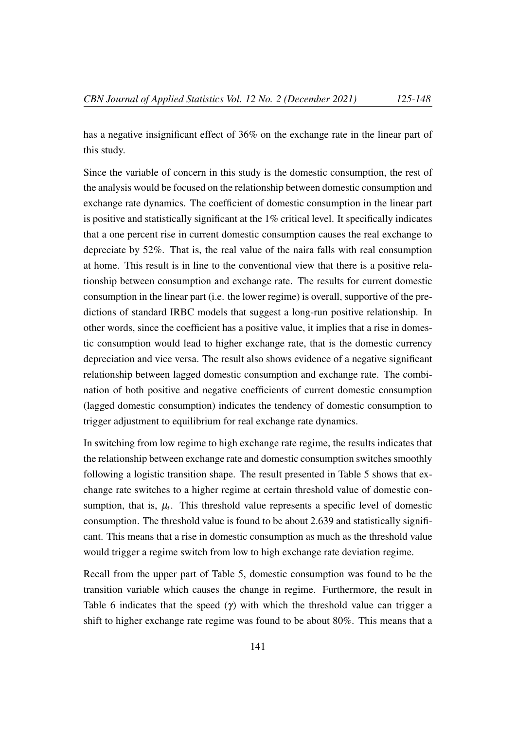has a negative insignificant effect of 36% on the exchange rate in the linear part of this study.

Since the variable of concern in this study is the domestic consumption, the rest of the analysis would be focused on the relationship between domestic consumption and exchange rate dynamics. The coefficient of domestic consumption in the linear part is positive and statistically significant at the 1% critical level. It specifically indicates that a one percent rise in current domestic consumption causes the real exchange to depreciate by 52%. That is, the real value of the naira falls with real consumption at home. This result is in line to the conventional view that there is a positive relationship between consumption and exchange rate. The results for current domestic consumption in the linear part (i.e. the lower regime) is overall, supportive of the predictions of standard IRBC models that suggest a long-run positive relationship. In other words, since the coefficient has a positive value, it implies that a rise in domestic consumption would lead to higher exchange rate, that is the domestic currency depreciation and vice versa. The result also shows evidence of a negative significant relationship between lagged domestic consumption and exchange rate. The combination of both positive and negative coefficients of current domestic consumption (lagged domestic consumption) indicates the tendency of domestic consumption to trigger adjustment to equilibrium for real exchange rate dynamics.

In switching from low regime to high exchange rate regime, the results indicates that the relationship between exchange rate and domestic consumption switches smoothly following a logistic transition shape. The result presented in Table 5 shows that exchange rate switches to a higher regime at certain threshold value of domestic consumption, that is, $\mu_t$. This threshold value represents a specific level of domestic consumption. The threshold value is found to be about 2.639 and statistically significant. This means that a rise in domestic consumption as much as the threshold value would trigger a regime switch from low to high exchange rate deviation regime.

Recall from the upper part of Table 5, domestic consumption was found to be the transition variable which causes the change in regime. Furthermore, the result in Table 6 indicates that the speed ($\gamma$) with which the threshold value can trigger a shift to higher exchange rate regime was found to be about 80%. This means that a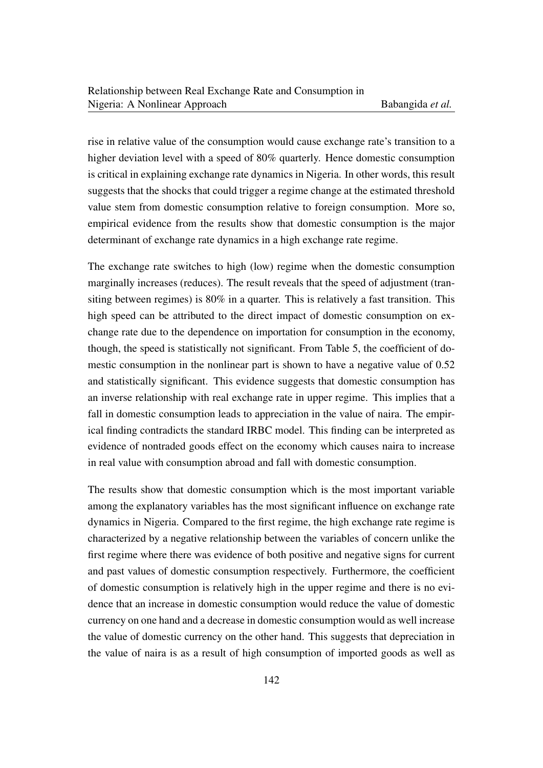rise in relative value of the consumption would cause exchange rate's transition to a higher deviation level with a speed of 80% quarterly. Hence domestic consumption is critical in explaining exchange rate dynamics in Nigeria. In other words, this result suggests that the shocks that could trigger a regime change at the estimated threshold value stem from domestic consumption relative to foreign consumption. More so, empirical evidence from the results show that domestic consumption is the major determinant of exchange rate dynamics in a high exchange rate regime.

The exchange rate switches to high (low) regime when the domestic consumption marginally increases (reduces). The result reveals that the speed of adjustment (transiting between regimes) is 80% in a quarter. This is relatively a fast transition. This high speed can be attributed to the direct impact of domestic consumption on exchange rate due to the dependence on importation for consumption in the economy, though, the speed is statistically not significant. From Table 5, the coefficient of domestic consumption in the nonlinear part is shown to have a negative value of 0.52 and statistically significant. This evidence suggests that domestic consumption has an inverse relationship with real exchange rate in upper regime. This implies that a fall in domestic consumption leads to appreciation in the value of naira. The empirical finding contradicts the standard IRBC model. This finding can be interpreted as evidence of nontraded goods effect on the economy which causes naira to increase in real value with consumption abroad and fall with domestic consumption.

The results show that domestic consumption which is the most important variable among the explanatory variables has the most significant influence on exchange rate dynamics in Nigeria. Compared to the first regime, the high exchange rate regime is characterized by a negative relationship between the variables of concern unlike the first regime where there was evidence of both positive and negative signs for current and past values of domestic consumption respectively. Furthermore, the coefficient of domestic consumption is relatively high in the upper regime and there is no evidence that an increase in domestic consumption would reduce the value of domestic currency on one hand and a decrease in domestic consumption would as well increase the value of domestic currency on the other hand. This suggests that depreciation in the value of naira is as a result of high consumption of imported goods as well as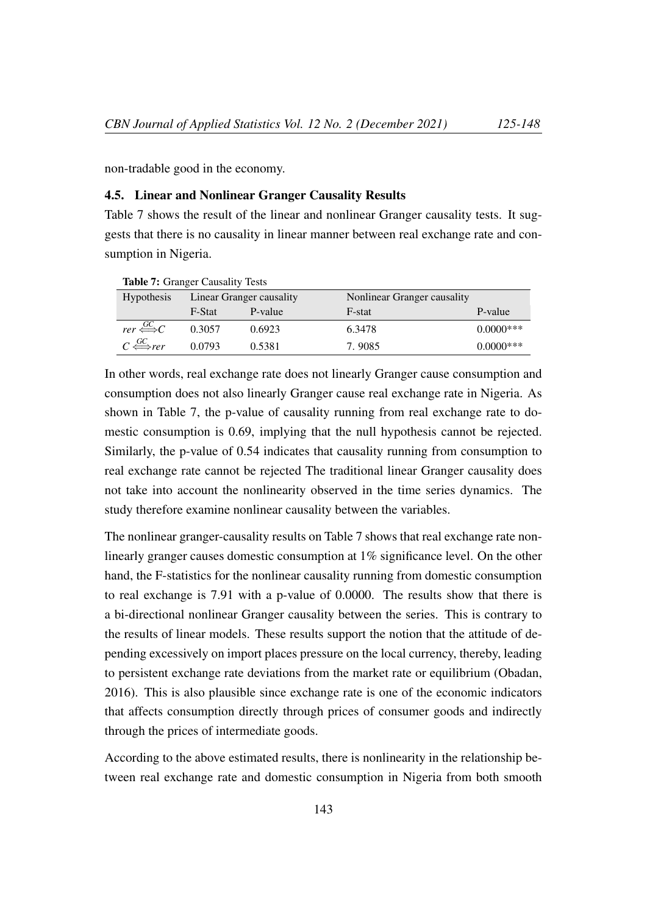non-tradable good in the economy.

### 4.5. Linear and Nonlinear Granger Causality Results

Table 7 shows the result of the linear and nonlinear Granger causality tests. It suggests that there is no causality in linear manner between real exchange rate and consumption in Nigeria.

**Table 7:** Granger Causality Tests

| Hypothesis | Linear Granger causality | | Nonlinear Granger causality | |
|---|---|---|---|---|
| | F-Stat | P-value | F-stat | P-value |
| $rer \overset{GC}{\Longleftrightarrow} C$ | 0.3057 | 0.6923 | 6.3478 | 0.0000*** |
| $C \overset{GC}{\Longleftrightarrow} rer$ | 0.0793 | 0.5381 | 7. 9085 | 0.0000*** |

In other words, real exchange rate does not linearly Granger cause consumption and consumption does not also linearly Granger cause real exchange rate in Nigeria. As shown in Table 7, the p-value of causality running from real exchange rate to domestic consumption is 0.69, implying that the null hypothesis cannot be rejected. Similarly, the p-value of 0.54 indicates that causality running from consumption to real exchange rate cannot be rejected The traditional linear Granger causality does not take into account the nonlinearity observed in the time series dynamics. The study therefore examine nonlinear causality between the variables.

The nonlinear granger-causality results on Table 7 shows that real exchange rate nonlinearly granger causes domestic consumption at 1% significance level. On the other hand, the F-statistics for the nonlinear causality running from domestic consumption to real exchange is 7.91 with a p-value of 0.0000. The results show that there is a bi-directional nonlinear Granger causality between the series. This is contrary to the results of linear models. These results support the notion that the attitude of depending excessively on import places pressure on the local currency, thereby, leading to persistent exchange rate deviations from the market rate or equilibrium (Obadan, 2016). This is also plausible since exchange rate is one of the economic indicators that affects consumption directly through prices of consumer goods and indirectly through the prices of intermediate goods.

According to the above estimated results, there is nonlinearity in the relationship between real exchange rate and domestic consumption in Nigeria from both smooth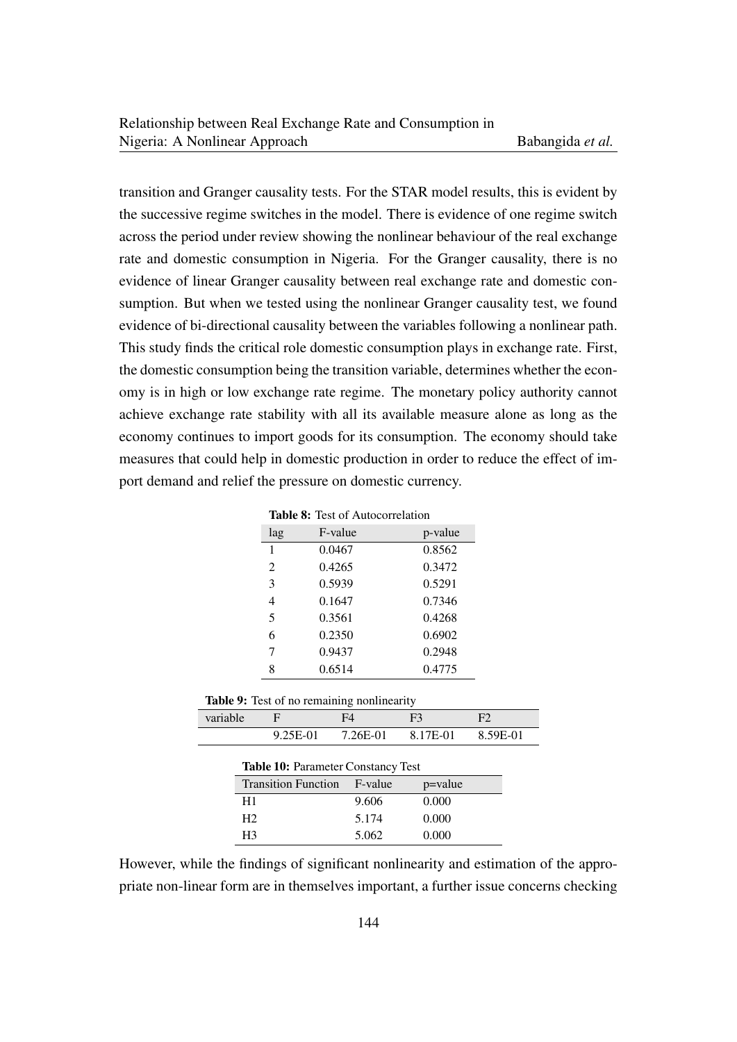transition and Granger causality tests. For the STAR model results, this is evident by the successive regime switches in the model. There is evidence of one regime switch across the period under review showing the nonlinear behaviour of the real exchange rate and domestic consumption in Nigeria. For the Granger causality, there is no evidence of linear Granger causality between real exchange rate and domestic consumption. But when we tested using the nonlinear Granger causality test, we found evidence of bi-directional causality between the variables following a nonlinear path. This study finds the critical role domestic consumption plays in exchange rate. First, the domestic consumption being the transition variable, determines whether the economy is in high or low exchange rate regime. The monetary policy authority cannot achieve exchange rate stability with all its available measure alone as long as the economy continues to import goods for its consumption. The economy should take measures that could help in domestic production in order to reduce the effect of import demand and relief the pressure on domestic currency.

**Table 8:** Test of Autocorrelation

| lag | F-value | p-value |
|---|---|---|
| 1 | 0.0467 | 0.8562 |
| 2 | 0.4265 | 0.3472 |
| 3 | 0.5939 | 0.5291 |
| 4 | 0.1647 | 0.7346 |
| 5 | 0.3561 | 0.4268 |
| 6 | 0.2350 | 0.6902 |
| 7 | 0.9437 | 0.2948 |
| 8 | 0.6514 | 0.4775 |

**Table 9:** Test of no remaining nonlinearity

| variable | F | F4 | F3 | F2 |
|---|---|---|---|---|
| | 9.25E-01 | 7.26E-01 | 8.17E-01 | 8.59E-01 |

**Table 10:** Parameter Constancy Test

| Transition Function | F-value | p=value |
|---|---|---|
| H1 | 9.606 | 0.000 |
| H2 | 5.174 | 0.000 |
| H3 | 5.062 | 0.000 |

However, while the findings of significant nonlinearity and estimation of the appropriate non-linear form are in themselves important, a further issue concerns checking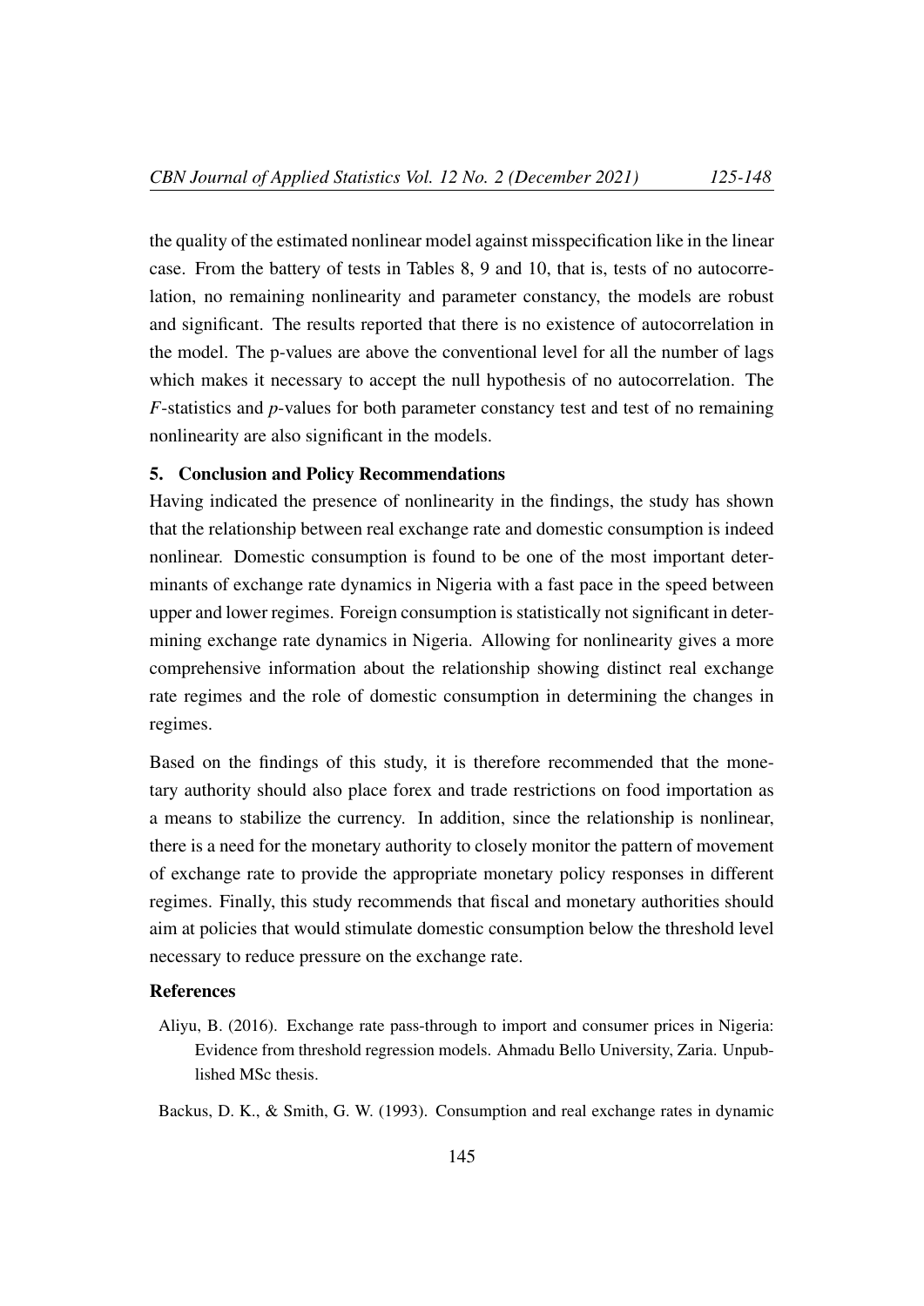the quality of the estimated nonlinear model against misspecification like in the linear case. From the battery of tests in Tables 8, 9 and 10, that is, tests of no autocorrelation, no remaining nonlinearity and parameter constancy, the models are robust and significant. The results reported that there is no existence of autocorrelation in the model. The p-values are above the conventional level for all the number of lags which makes it necessary to accept the null hypothesis of no autocorrelation. The $F$-statistics and $p$-values for both parameter constancy test and test of no remaining nonlinearity are also significant in the models.

## 5. Conclusion and Policy Recommendations

Having indicated the presence of nonlinearity in the findings, the study has shown that the relationship between real exchange rate and domestic consumption is indeed nonlinear. Domestic consumption is found to be one of the most important determinants of exchange rate dynamics in Nigeria with a fast pace in the speed between upper and lower regimes. Foreign consumption is statistically not significant in determining exchange rate dynamics in Nigeria. Allowing for nonlinearity gives a more comprehensive information about the relationship showing distinct real exchange rate regimes and the role of domestic consumption in determining the changes in regimes.

Based on the findings of this study, it is therefore recommended that the monetary authority should also place forex and trade restrictions on food importation as a means to stabilize the currency. In addition, since the relationship is nonlinear, there is a need for the monetary authority to closely monitor the pattern of movement of exchange rate to provide the appropriate monetary policy responses in different regimes. Finally, this study recommends that fiscal and monetary authorities should aim at policies that would stimulate domestic consumption below the threshold level necessary to reduce pressure on the exchange rate.

## References

Aliyu, B. (2016). Exchange rate pass-through to import and consumer prices in Nigeria: Evidence from threshold regression models. Ahmadu Bello University, Zaria. Unpublished MSc thesis.

Backus, D. K., & Smith, G. W. (1993). Consumption and real exchange rates in dynamic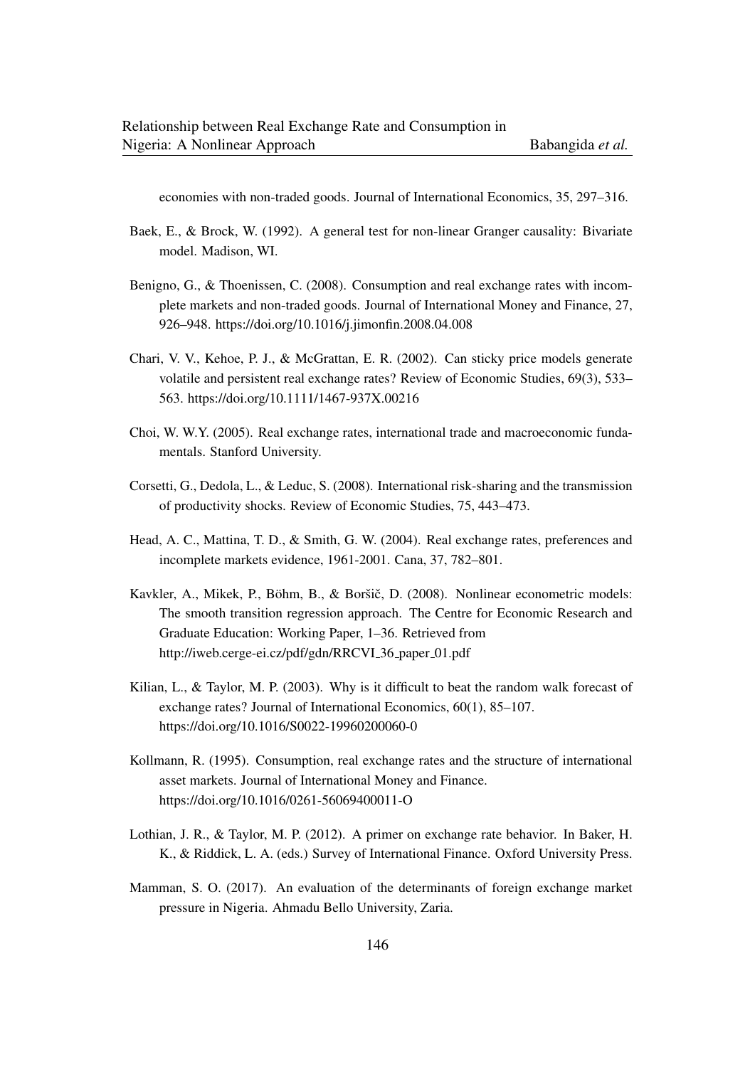economies with non-traded goods. Journal of International Economics, 35, 297–316.

Baek, E., & Brock, W. (1992). A general test for non-linear Granger causality: Bivariate model. Madison, WI.

Benigno, G., & Thoenissen, C. (2008). Consumption and real exchange rates with incomplete markets and non-traded goods. Journal of International Money and Finance, 27, 926–948. https://doi.org/10.1016/j.jimonfin.2008.04.008

Chari, V. V., Kehoe, P. J., & McGrattan, E. R. (2002). Can sticky price models generate volatile and persistent real exchange rates? Review of Economic Studies, 69(3), 533–563. https://doi.org/10.1111/1467-937X.00216

Choi, W. W.Y. (2005). Real exchange rates, international trade and macroeconomic fundamentals. Stanford University.

Corsetti, G., Dedola, L., & Leduc, S. (2008). International risk-sharing and the transmission of productivity shocks. Review of Economic Studies, 75, 443–473.

Head, A. C., Mattina, T. D., & Smith, G. W. (2004). Real exchange rates, preferences and incomplete markets evidence, 1961-2001. Cana, 37, 782–801.

Kavkler, A., Mikek, P., Böhm, B., & Boršič, D. (2008). Nonlinear econometric models: The smooth transition regression approach. The Centre for Economic Research and Graduate Education: Working Paper, 1–36. Retrieved from http://iweb.cerge-ei.cz/pdf/gdn/RRCVI_36_paper_01.pdf

Kilian, L., & Taylor, M. P. (2003). Why is it difficult to beat the random walk forecast of exchange rates? Journal of International Economics, 60(1), 85–107. https://doi.org/10.1016/S0022-19960200060-0

Kollmann, R. (1995). Consumption, real exchange rates and the structure of international asset markets. Journal of International Money and Finance. https://doi.org/10.1016/0261-56069400011-O

Lothian, J. R., & Taylor, M. P. (2012). A primer on exchange rate behavior. In Baker, H. K., & Riddick, L. A. (eds.) Survey of International Finance. Oxford University Press.

Mamman, S. O. (2017). An evaluation of the determinants of foreign exchange market pressure in Nigeria. Ahmadu Bello University, Zaria.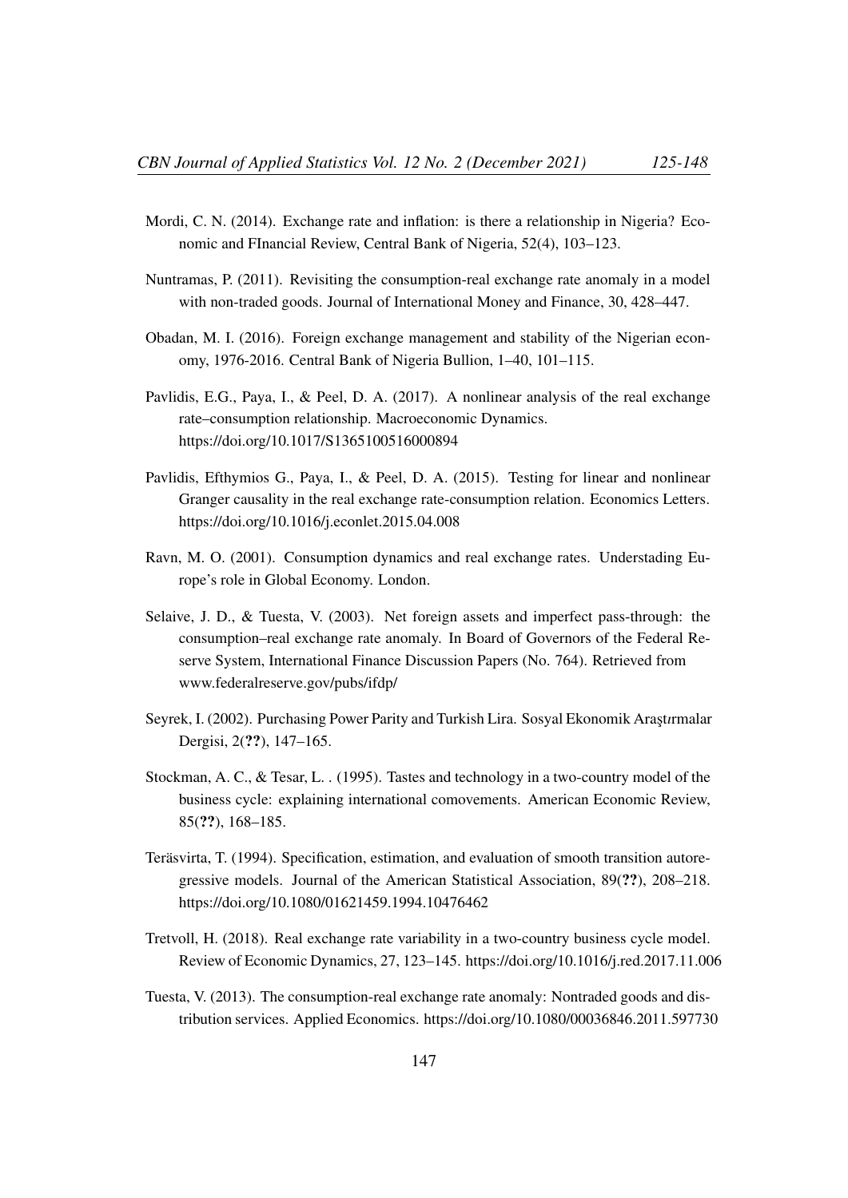Mordi, C. N. (2014). Exchange rate and inflation: is there a relationship in Nigeria? Economic and FInancial Review, Central Bank of Nigeria, 52(4), 103–123.

Nuntramas, P. (2011). Revisiting the consumption-real exchange rate anomaly in a model with non-traded goods. Journal of International Money and Finance, 30, 428–447.

Obadan, M. I. (2016). Foreign exchange management and stability of the Nigerian economy, 1976-2016. Central Bank of Nigeria Bullion, 1–40, 101–115.

Pavlidis, E.G., Paya, I., & Peel, D. A. (2017). A nonlinear analysis of the real exchange rate–consumption relationship. Macroeconomic Dynamics. https://doi.org/10.1017/S1365100516000894

Pavlidis, Efthymios G., Paya, I., & Peel, D. A. (2015). Testing for linear and nonlinear Granger causality in the real exchange rate-consumption relation. Economics Letters. https://doi.org/10.1016/j.econlet.2015.04.008

Ravn, M. O. (2001). Consumption dynamics and real exchange rates. Understading Europe's role in Global Economy. London.

Selaive, J. D., & Tuesta, V. (2003). Net foreign assets and imperfect pass-through: the consumption–real exchange rate anomaly. In Board of Governors of the Federal Reserve System, International Finance Discussion Papers (No. 764). Retrieved from www.federalreserve.gov/pubs/ifdp/

Seyrek, I. (2002). Purchasing Power Parity and Turkish Lira. Sosyal Ekonomik Araştırmalar Dergisi, 2(**??**), 147–165.

Stockman, A. C., & Tesar, L. . (1995). Tastes and technology in a two-country model of the business cycle: explaining international comovements. American Economic Review, 85(**??**), 168–185.

Teräsvirta, T. (1994). Specification, estimation, and evaluation of smooth transition autoregressive models. Journal of the American Statistical Association, 89(**??**), 208–218. https://doi.org/10.1080/01621459.1994.10476462

Tretvoll, H. (2018). Real exchange rate variability in a two-country business cycle model. Review of Economic Dynamics, 27, 123–145. https://doi.org/10.1016/j.red.2017.11.006

Tuesta, V. (2013). The consumption-real exchange rate anomaly: Nontraded goods and distribution services. Applied Economics. https://doi.org/10.1080/00036846.2011.597730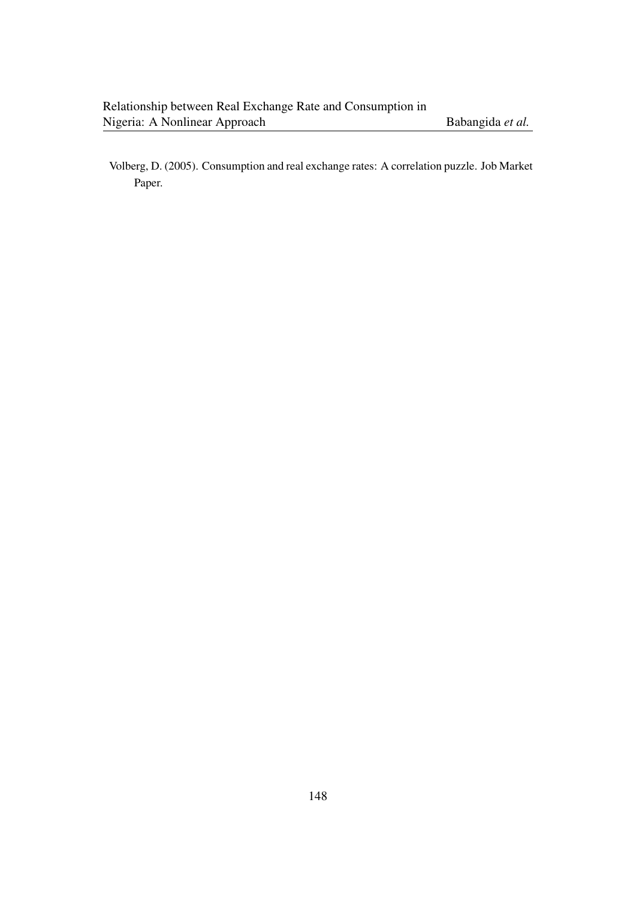Volberg, D. (2005). Consumption and real exchange rates: A correlation puzzle. Job Market Paper.